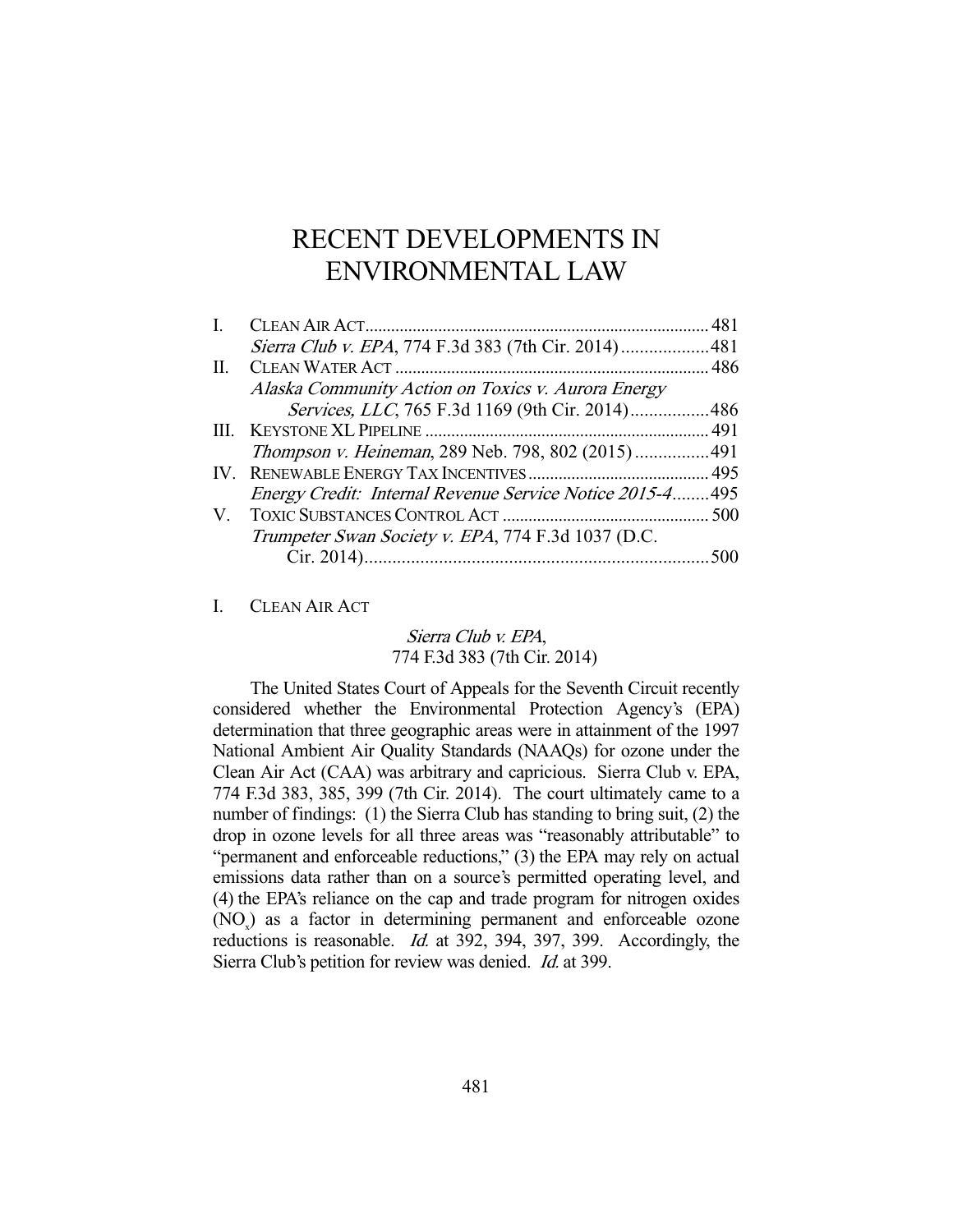# RECENT DEVELOPMENTS IN ENVIRONMENTAL LAW

| | | |
|---|---|---|
| I. | CLEAN AIR ACT | 481 |
| | *Sierra Club v. EPA*, 774 F.3d 383 (7th Cir. 2014) | 481 |
| II. | CLEAN WATER ACT | 486 |
| | *Alaska Community Action on Toxics v. Aurora Energy Services, LLC*, 765 F.3d 1169 (9th Cir. 2014) | 486 |
| III. | KEYSTONE XL PIPELINE | 491 |
| | *Thompson v. Heineman*, 289 Neb. 798, 802 (2015) | 491 |
| IV. | RENEWABLE ENERGY TAX INCENTIVES | 495 |
| | *Energy Credit: Internal Revenue Service Notice 2015-4* | 495 |
| V. | TOXIC SUBSTANCES CONTROL ACT | 500 |
| | *Trumpeter Swan Society v. EPA*, 774 F.3d 1037 (D.C. Cir. 2014) | 500 |

## I. CLEAN AIR ACT

### *Sierra Club v. EPA*, 774 F.3d 383 (7th Cir. 2014)

The United States Court of Appeals for the Seventh Circuit recently considered whether the Environmental Protection Agency's (EPA) determination that three geographic areas were in attainment of the 1997 National Ambient Air Quality Standards (NAAQs) for ozone under the Clean Air Act (CAA) was arbitrary and capricious. Sierra Club v. EPA, 774 F.3d 383, 385, 399 (7th Cir. 2014). The court ultimately came to a number of findings: (1) the Sierra Club has standing to bring suit, (2) the drop in ozone levels for all three areas was "reasonably attributable" to "permanent and enforceable reductions," (3) the EPA may rely on actual emissions data rather than on a source's permitted operating level, and (4) the EPA's reliance on the cap and trade program for nitrogen oxides ($NO_x$) as a factor in determining permanent and enforceable ozone reductions is reasonable. *Id.* at 392, 394, 397, 399. Accordingly, the Sierra Club's petition for review was denied. *Id.* at 399.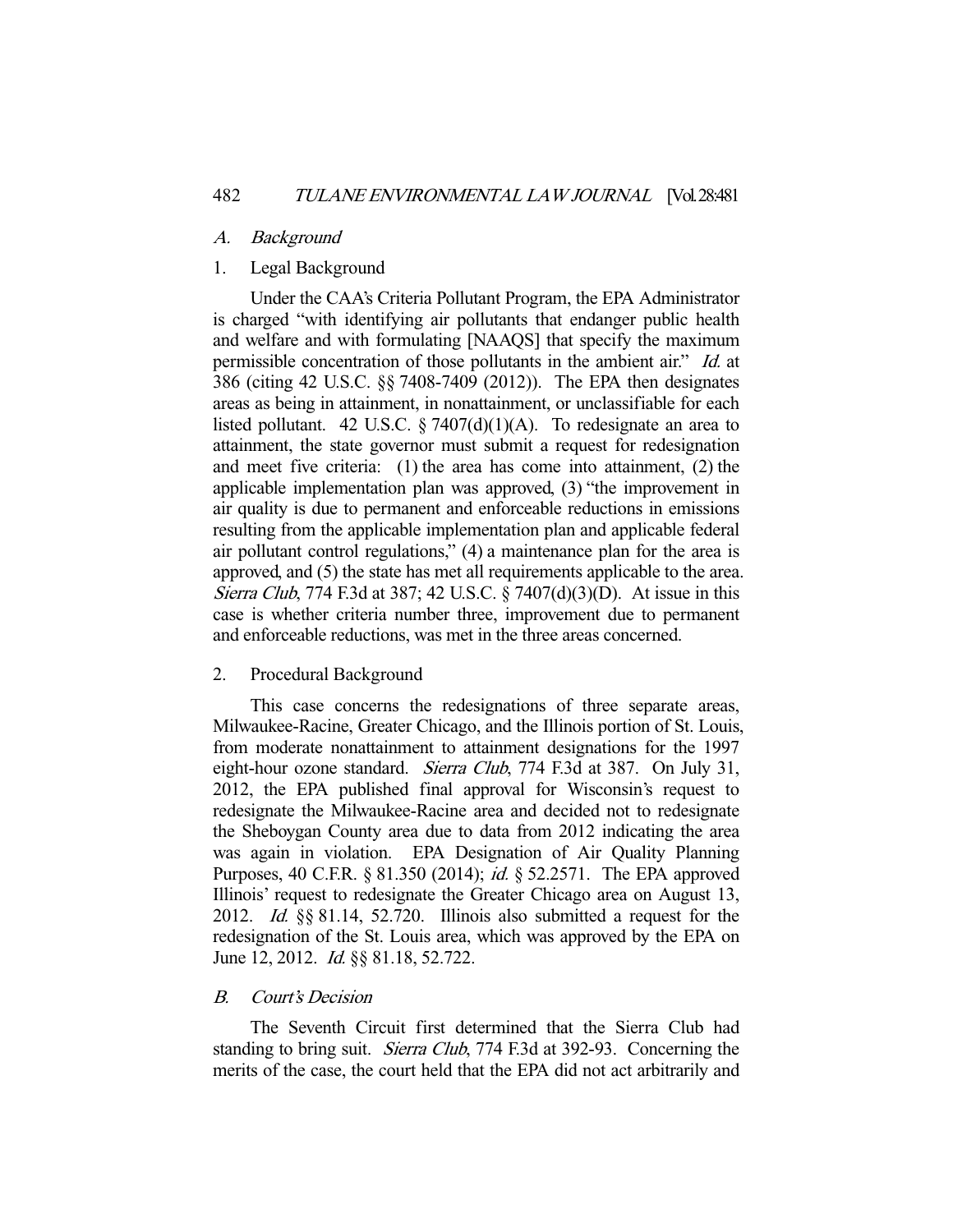### *A. Background*

#### 1. Legal Background

Under the CAA's Criteria Pollutant Program, the EPA Administrator is charged "with identifying air pollutants that endanger public health and welfare and with formulating [NAAQS] that specify the maximum permissible concentration of those pollutants in the ambient air." *Id.* at 386 (citing 42 U.S.C. §§ 7408-7409 (2012)). The EPA then designates areas as being in attainment, in nonattainment, or unclassifiable for each listed pollutant. 42 U.S.C. § 7407(d)(1)(A). To redesignate an area to attainment, the state governor must submit a request for redesignation and meet five criteria: (1) the area has come into attainment, (2) the applicable implementation plan was approved, (3) "the improvement in air quality is due to permanent and enforceable reductions in emissions resulting from the applicable implementation plan and applicable federal air pollutant control regulations," (4) a maintenance plan for the area is approved, and (5) the state has met all requirements applicable to the area. *Sierra Club*, 774 F.3d at 387; 42 U.S.C. § 7407(d)(3)(D). At issue in this case is whether criteria number three, improvement due to permanent and enforceable reductions, was met in the three areas concerned.

#### 2. Procedural Background

This case concerns the redesignations of three separate areas, Milwaukee-Racine, Greater Chicago, and the Illinois portion of St. Louis, from moderate nonattainment to attainment designations for the 1997 eight-hour ozone standard. *Sierra Club*, 774 F.3d at 387. On July 31, 2012, the EPA published final approval for Wisconsin's request to redesignate the Milwaukee-Racine area and decided not to redesignate the Sheboygan County area due to data from 2012 indicating the area was again in violation. EPA Designation of Air Quality Planning Purposes, 40 C.F.R. § 81.350 (2014); *id.* § 52.2571. The EPA approved Illinois' request to redesignate the Greater Chicago area on August 13, 2012. *Id.* §§ 81.14, 52.720. Illinois also submitted a request for the redesignation of the St. Louis area, which was approved by the EPA on June 12, 2012. *Id.* §§ 81.18, 52.722.

### *B. Court's Decision*

The Seventh Circuit first determined that the Sierra Club had standing to bring suit. *Sierra Club*, 774 F.3d at 392-93. Concerning the merits of the case, the court held that the EPA did not act arbitrarily and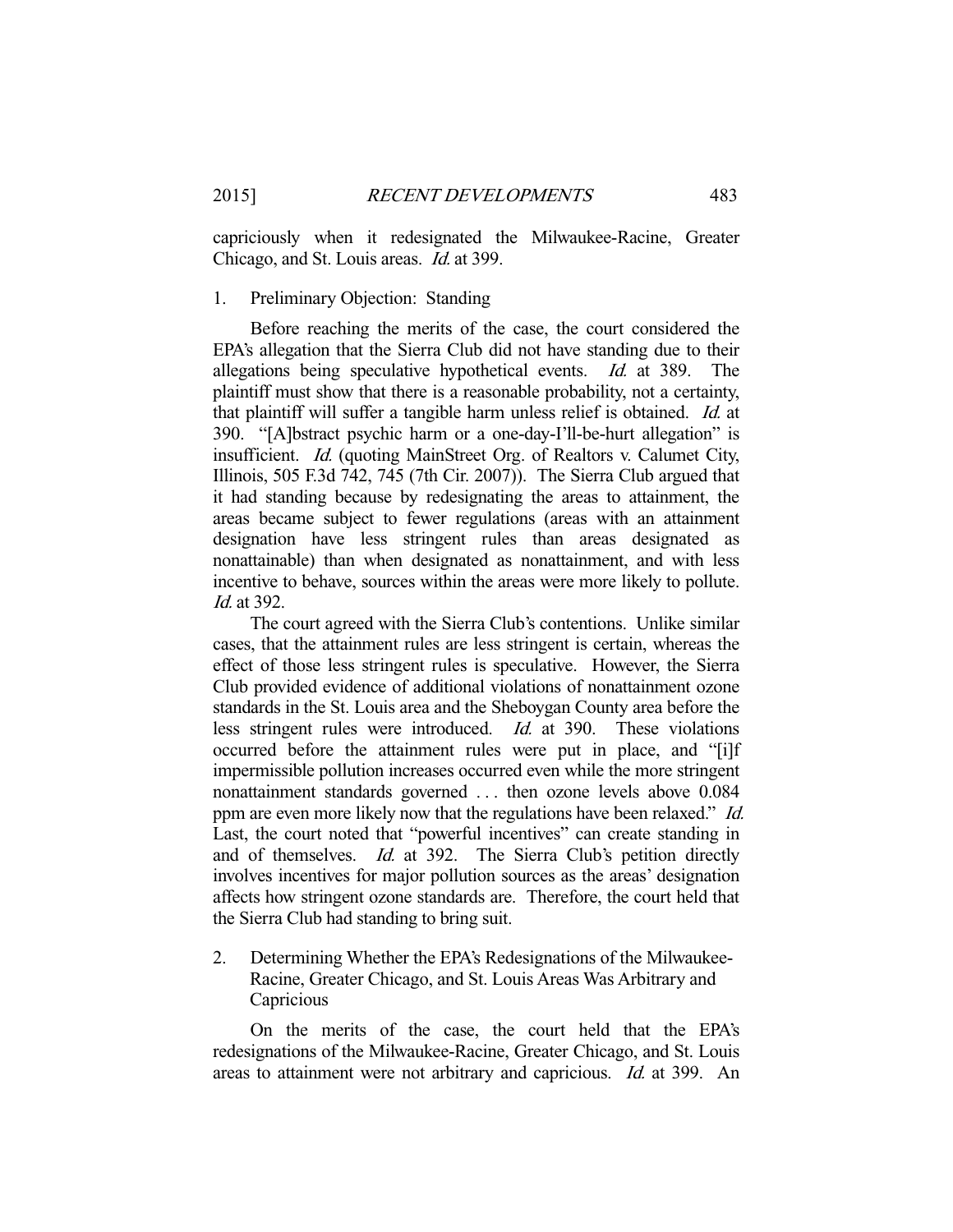capriciously when it redesignated the Milwaukee-Racine, Greater Chicago, and St. Louis areas. *Id.* at 399.

### 1. Preliminary Objection: Standing

Before reaching the merits of the case, the court considered the EPA's allegation that the Sierra Club did not have standing due to their allegations being speculative hypothetical events. *Id.* at 389. The plaintiff must show that there is a reasonable probability, not a certainty, that plaintiff will suffer a tangible harm unless relief is obtained. *Id.* at 390. "[A]bstract psychic harm or a one-day-I'll-be-hurt allegation" is insufficient. *Id.* (quoting MainStreet Org. of Realtors v. Calumet City, Illinois, 505 F.3d 742, 745 (7th Cir. 2007)). The Sierra Club argued that it had standing because by redesignating the areas to attainment, the areas became subject to fewer regulations (areas with an attainment designation have less stringent rules than areas designated as nonattainable) than when designated as nonattainment, and with less incentive to behave, sources within the areas were more likely to pollute. *Id.* at 392.

The court agreed with the Sierra Club's contentions. Unlike similar cases, that the attainment rules are less stringent is certain, whereas the effect of those less stringent rules is speculative. However, the Sierra Club provided evidence of additional violations of nonattainment ozone standards in the St. Louis area and the Sheboygan County area before the less stringent rules were introduced. *Id.* at 390. These violations occurred before the attainment rules were put in place, and "[i]f impermissible pollution increases occurred even while the more stringent nonattainment standards governed . . . then ozone levels above 0.084 ppm are even more likely now that the regulations have been relaxed." *Id.* Last, the court noted that "powerful incentives" can create standing in and of themselves. *Id.* at 392. The Sierra Club's petition directly involves incentives for major pollution sources as the areas' designation affects how stringent ozone standards are. Therefore, the court held that the Sierra Club had standing to bring suit.

### 2. Determining Whether the EPA's Redesignations of the Milwaukee-Racine, Greater Chicago, and St. Louis Areas Was Arbitrary and Capricious

On the merits of the case, the court held that the EPA's redesignations of the Milwaukee-Racine, Greater Chicago, and St. Louis areas to attainment were not arbitrary and capricious. *Id.* at 399. An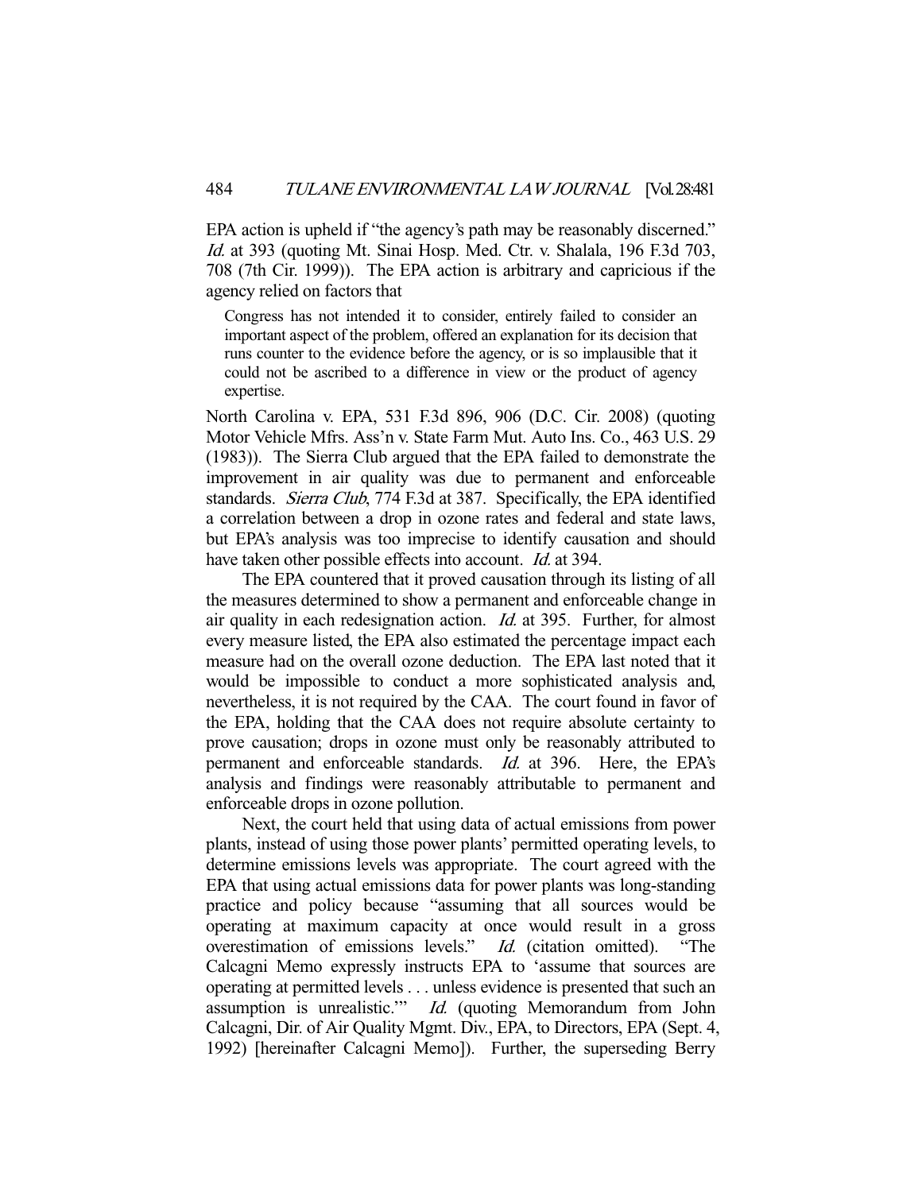EPA action is upheld if "the agency's path may be reasonably discerned." *Id.* at 393 (quoting Mt. Sinai Hosp. Med. Ctr. v. Shalala, 196 F.3d 703, 708 (7th Cir. 1999)). The EPA action is arbitrary and capricious if the agency relied on factors that

> Congress has not intended it to consider, entirely failed to consider an important aspect of the problem, offered an explanation for its decision that runs counter to the evidence before the agency, or is so implausible that it could not be ascribed to a difference in view or the product of agency expertise.

North Carolina v. EPA, 531 F.3d 896, 906 (D.C. Cir. 2008) (quoting Motor Vehicle Mfrs. Ass'n v. State Farm Mut. Auto Ins. Co., 463 U.S. 29 (1983)). The Sierra Club argued that the EPA failed to demonstrate the improvement in air quality was due to permanent and enforceable standards. *Sierra Club*, 774 F.3d at 387. Specifically, the EPA identified a correlation between a drop in ozone rates and federal and state laws, but EPA's analysis was too imprecise to identify causation and should have taken other possible effects into account. *Id.* at 394.

The EPA countered that it proved causation through its listing of all the measures determined to show a permanent and enforceable change in air quality in each redesignation action. *Id.* at 395. Further, for almost every measure listed, the EPA also estimated the percentage impact each measure had on the overall ozone deduction. The EPA last noted that it would be impossible to conduct a more sophisticated analysis and, nevertheless, it is not required by the CAA. The court found in favor of the EPA, holding that the CAA does not require absolute certainty to prove causation; drops in ozone must only be reasonably attributed to permanent and enforceable standards. *Id.* at 396. Here, the EPA's analysis and findings were reasonably attributable to permanent and enforceable drops in ozone pollution.

Next, the court held that using data of actual emissions from power plants, instead of using those power plants' permitted operating levels, to determine emissions levels was appropriate. The court agreed with the EPA that using actual emissions data for power plants was long-standing practice and policy because "assuming that all sources would be operating at maximum capacity at once would result in a gross overestimation of emissions levels." *Id.* (citation omitted). "The Calcagni Memo expressly instructs EPA to 'assume that sources are operating at permitted levels . . . unless evidence is presented that such an assumption is unrealistic.'" *Id.* (quoting Memorandum from John Calcagni, Dir. of Air Quality Mgmt. Div., EPA, to Directors, EPA (Sept. 4, 1992) [hereinafter Calcagni Memo]). Further, the superseding Berry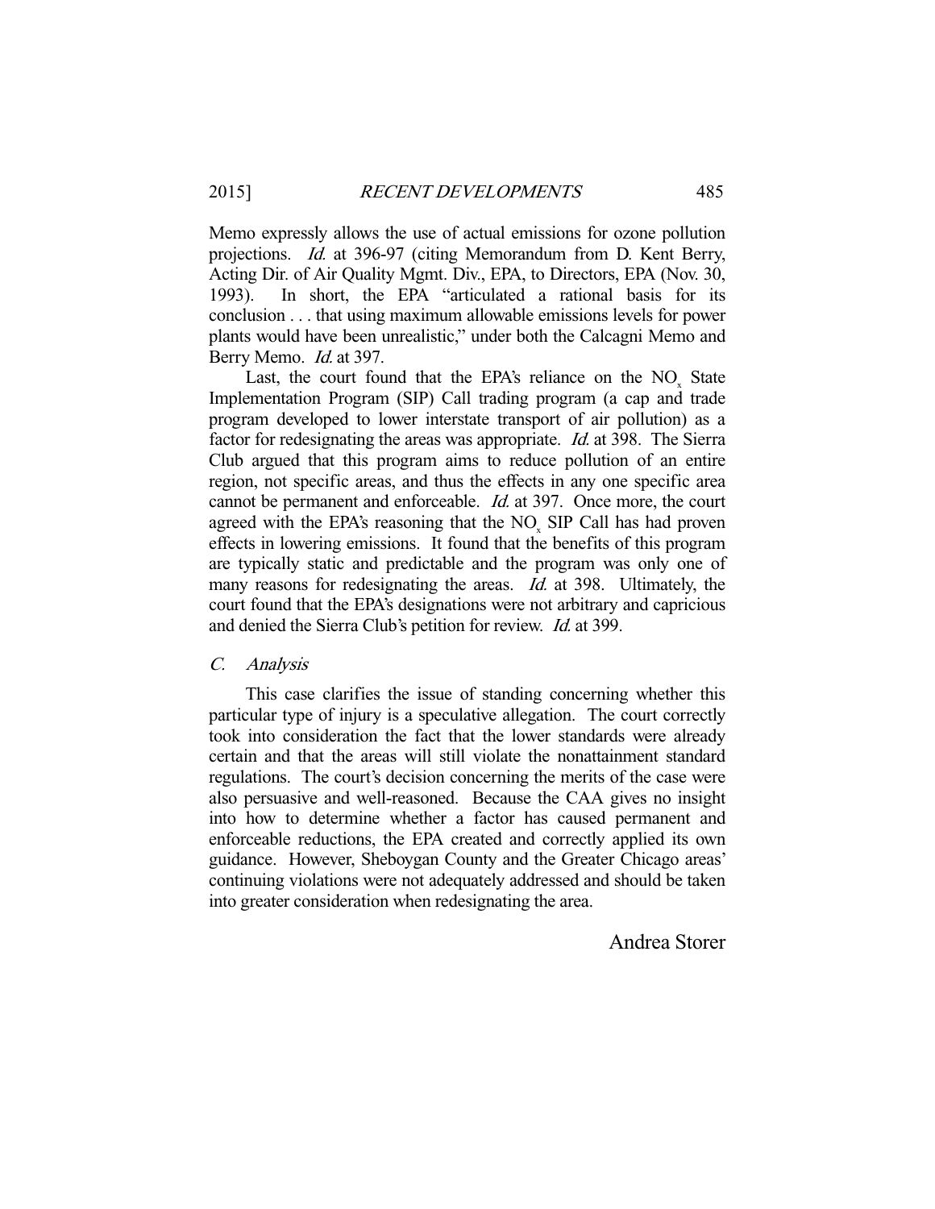Memo expressly allows the use of actual emissions for ozone pollution projections. *Id.* at 396-97 (citing Memorandum from D. Kent Berry, Acting Dir. of Air Quality Mgmt. Div., EPA, to Directors, EPA (Nov. 30, 1993). In short, the EPA "articulated a rational basis for its conclusion . . . that using maximum allowable emissions levels for power plants would have been unrealistic," under both the Calcagni Memo and Berry Memo. *Id.* at 397.

Last, the court found that the EPA's reliance on the $NO_x$ State Implementation Program (SIP) Call trading program (a cap and trade program developed to lower interstate transport of air pollution) as a factor for redesignating the areas was appropriate. *Id.* at 398. The Sierra Club argued that this program aims to reduce pollution of an entire region, not specific areas, and thus the effects in any one specific area cannot be permanent and enforceable. *Id.* at 397. Once more, the court agreed with the EPA's reasoning that the $NO_x$ SIP Call has had proven effects in lowering emissions. It found that the benefits of this program are typically static and predictable and the program was only one of many reasons for redesignating the areas. *Id.* at 398. Ultimately, the court found that the EPA's designations were not arbitrary and capricious and denied the Sierra Club's petition for review. *Id.* at 399.

### C. *Analysis*

This case clarifies the issue of standing concerning whether this particular type of injury is a speculative allegation. The court correctly took into consideration the fact that the lower standards were already certain and that the areas will still violate the nonattainment standard regulations. The court's decision concerning the merits of the case were also persuasive and well-reasoned. Because the CAA gives no insight into how to determine whether a factor has caused permanent and enforceable reductions, the EPA created and correctly applied its own guidance. However, Sheboygan County and the Greater Chicago areas' continuing violations were not adequately addressed and should be taken into greater consideration when redesignating the area.

Andrea Storer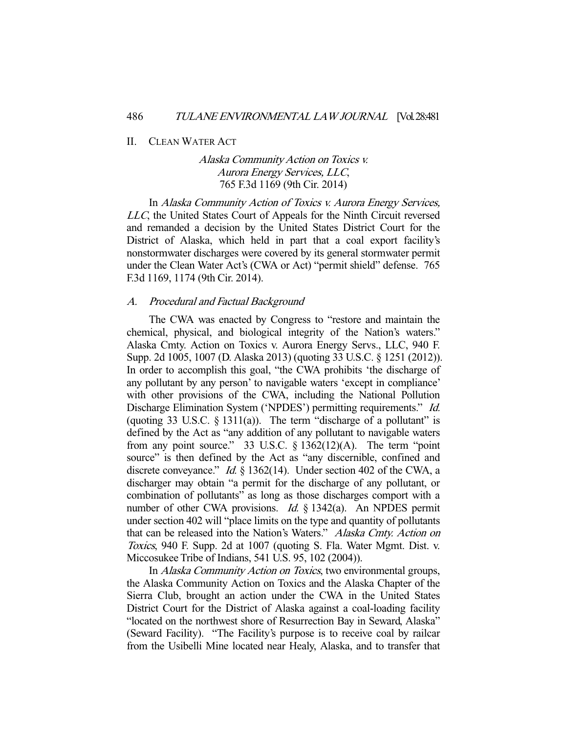## II. CLEAN WATER ACT

### *Alaska Community Action on Toxics v. Aurora Energy Services, LLC*, 765 F.3d 1169 (9th Cir. 2014)

In *Alaska Community Action of Toxics v. Aurora Energy Services, LLC*, the United States Court of Appeals for the Ninth Circuit reversed and remanded a decision by the United States District Court for the District of Alaska, which held in part that a coal export facility's nonstormwater discharges were covered by its general stormwater permit under the Clean Water Act's (CWA or Act) "permit shield" defense. 765 F.3d 1169, 1174 (9th Cir. 2014).

### *A. Procedural and Factual Background*

The CWA was enacted by Congress to "restore and maintain the chemical, physical, and biological integrity of the Nation's waters." Alaska Cmty. Action on Toxics v. Aurora Energy Servs., LLC, 940 F. Supp. 2d 1005, 1007 (D. Alaska 2013) (quoting 33 U.S.C. § 1251 (2012)). In order to accomplish this goal, "the CWA prohibits 'the discharge of any pollutant by any person' to navigable waters 'except in compliance' with other provisions of the CWA, including the National Pollution Discharge Elimination System ('NPDES') permitting requirements." *Id.* (quoting 33 U.S.C. § 1311(a)). The term "discharge of a pollutant" is defined by the Act as "any addition of any pollutant to navigable waters from any point source." 33 U.S.C. § 1362(12)(A). The term "point source" is then defined by the Act as "any discernible, confined and discrete conveyance." *Id.* § 1362(14). Under section 402 of the CWA, a discharger may obtain "a permit for the discharge of any pollutant, or combination of pollutants" as long as those discharges comport with a number of other CWA provisions. *Id.* § 1342(a). An NPDES permit under section 402 will "place limits on the type and quantity of pollutants that can be released into the Nation's Waters." *Alaska Cmty. Action on Toxics*, 940 F. Supp. 2d at 1007 (quoting S. Fla. Water Mgmt. Dist. v. Miccosukee Tribe of Indians, 541 U.S. 95, 102 (2004)).

In *Alaska Community Action on Toxics*, two environmental groups, the Alaska Community Action on Toxics and the Alaska Chapter of the Sierra Club, brought an action under the CWA in the United States District Court for the District of Alaska against a coal-loading facility "located on the northwest shore of Resurrection Bay in Seward, Alaska" (Seward Facility). "The Facility's purpose is to receive coal by railcar from the Usibelli Mine located near Healy, Alaska, and to transfer that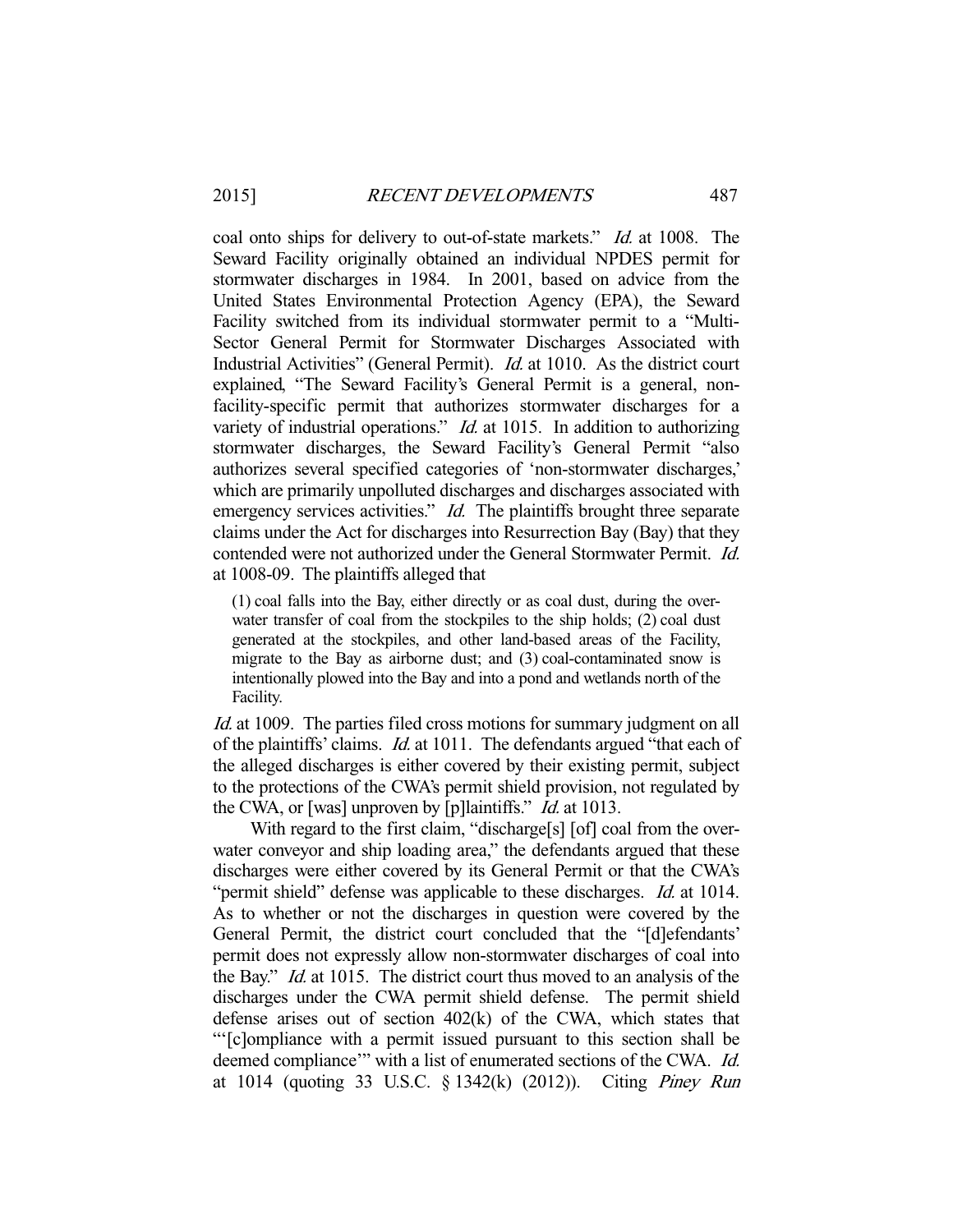coal onto ships for delivery to out-of-state markets." *Id.* at 1008. The Seward Facility originally obtained an individual NPDES permit for stormwater discharges in 1984. In 2001, based on advice from the United States Environmental Protection Agency (EPA), the Seward Facility switched from its individual stormwater permit to a "Multi-Sector General Permit for Stormwater Discharges Associated with Industrial Activities" (General Permit). *Id.* at 1010. As the district court explained, "The Seward Facility's General Permit is a general, non-facility-specific permit that authorizes stormwater discharges for a variety of industrial operations." *Id.* at 1015. In addition to authorizing stormwater discharges, the Seward Facility's General Permit "also authorizes several specified categories of 'non-stormwater discharges,' which are primarily unpolluted discharges and discharges associated with emergency services activities." *Id.* The plaintiffs brought three separate claims under the Act for discharges into Resurrection Bay (Bay) that they contended were not authorized under the General Stormwater Permit. *Id.* at 1008-09. The plaintiffs alleged that

> (1) coal falls into the Bay, either directly or as coal dust, during the over-water transfer of coal from the stockpiles to the ship holds; (2) coal dust generated at the stockpiles, and other land-based areas of the Facility, migrate to the Bay as airborne dust; and (3) coal-contaminated snow is intentionally plowed into the Bay and into a pond and wetlands north of the Facility.

*Id.* at 1009. The parties filed cross motions for summary judgment on all of the plaintiffs' claims. *Id.* at 1011. The defendants argued "that each of the alleged discharges is either covered by their existing permit, subject to the protections of the CWA's permit shield provision, not regulated by the CWA, or [was] unproven by [p]laintiffs." *Id.* at 1013.

With regard to the first claim, "discharge[s] [of] coal from the over-water conveyor and ship loading area," the defendants argued that these discharges were either covered by its General Permit or that the CWA's "permit shield" defense was applicable to these discharges. *Id.* at 1014. As to whether or not the discharges in question were covered by the General Permit, the district court concluded that the "[d]efendants' permit does not expressly allow non-stormwater discharges of coal into the Bay." *Id.* at 1015. The district court thus moved to an analysis of the discharges under the CWA permit shield defense. The permit shield defense arises out of section 402(k) of the CWA, which states that "'[c]ompliance with a permit issued pursuant to this section shall be deemed compliance'" with a list of enumerated sections of the CWA. *Id.* at 1014 (quoting 33 U.S.C. § 1342(k) (2012)). Citing *Piney Run*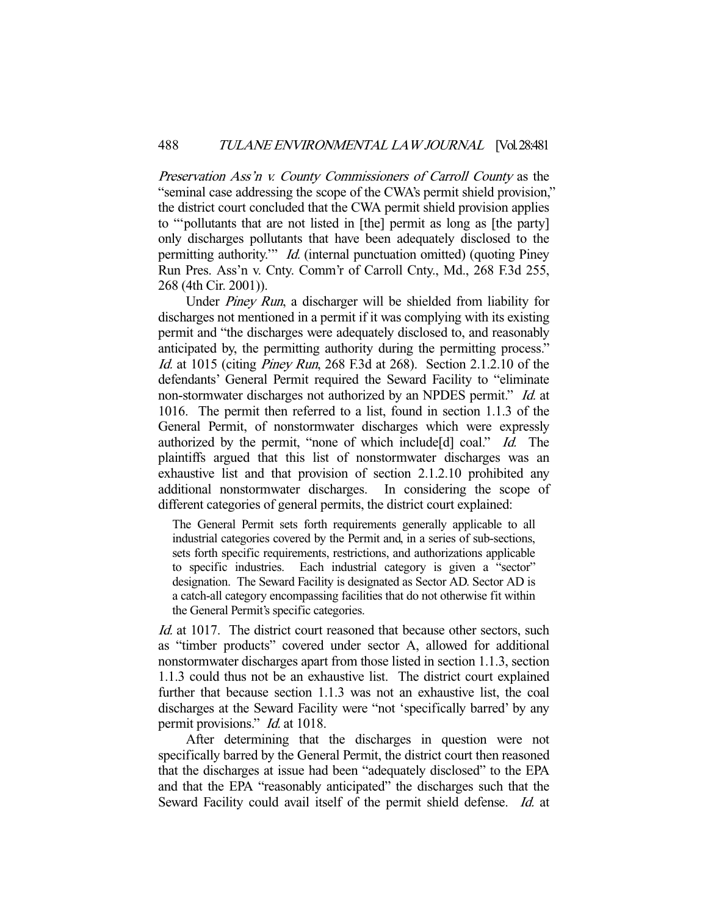*Preservation Ass'n v. County Commissioners of Carroll County* as the "seminal case addressing the scope of the CWA's permit shield provision," the district court concluded that the CWA permit shield provision applies to "'pollutants that are not listed in [the] permit as long as [the party] only discharges pollutants that have been adequately disclosed to the permitting authority.'" *Id.* (internal punctuation omitted) (quoting Piney Run Pres. Ass'n v. Cnty. Comm'r of Carroll Cnty., Md., 268 F.3d 255, 268 (4th Cir. 2001)).

Under *Piney Run*, a discharger will be shielded from liability for discharges not mentioned in a permit if it was complying with its existing permit and "the discharges were adequately disclosed to, and reasonably anticipated by, the permitting authority during the permitting process." *Id.* at 1015 (citing *Piney Run*, 268 F.3d at 268). Section 2.1.2.10 of the defendants' General Permit required the Seward Facility to "eliminate non-stormwater discharges not authorized by an NPDES permit." *Id.* at 1016. The permit then referred to a list, found in section 1.1.3 of the General Permit, of nonstormwater discharges which were expressly authorized by the permit, "none of which include[d] coal." *Id.* The plaintiffs argued that this list of nonstormwater discharges was an exhaustive list and that provision of section 2.1.2.10 prohibited any additional nonstormwater discharges. In considering the scope of different categories of general permits, the district court explained:

> The General Permit sets forth requirements generally applicable to all industrial categories covered by the Permit and, in a series of sub-sections, sets forth specific requirements, restrictions, and authorizations applicable to specific industries. Each industrial category is given a "sector" designation. The Seward Facility is designated as Sector AD. Sector AD is a catch-all category encompassing facilities that do not otherwise fit within the General Permit's specific categories.

*Id.* at 1017. The district court reasoned that because other sectors, such as "timber products" covered under sector A, allowed for additional nonstormwater discharges apart from those listed in section 1.1.3, section 1.1.3 could thus not be an exhaustive list. The district court explained further that because section 1.1.3 was not an exhaustive list, the coal discharges at the Seward Facility were "not 'specifically barred' by any permit provisions." *Id.* at 1018.

After determining that the discharges in question were not specifically barred by the General Permit, the district court then reasoned that the discharges at issue had been "adequately disclosed" to the EPA and that the EPA "reasonably anticipated" the discharges such that the Seward Facility could avail itself of the permit shield defense. *Id.* at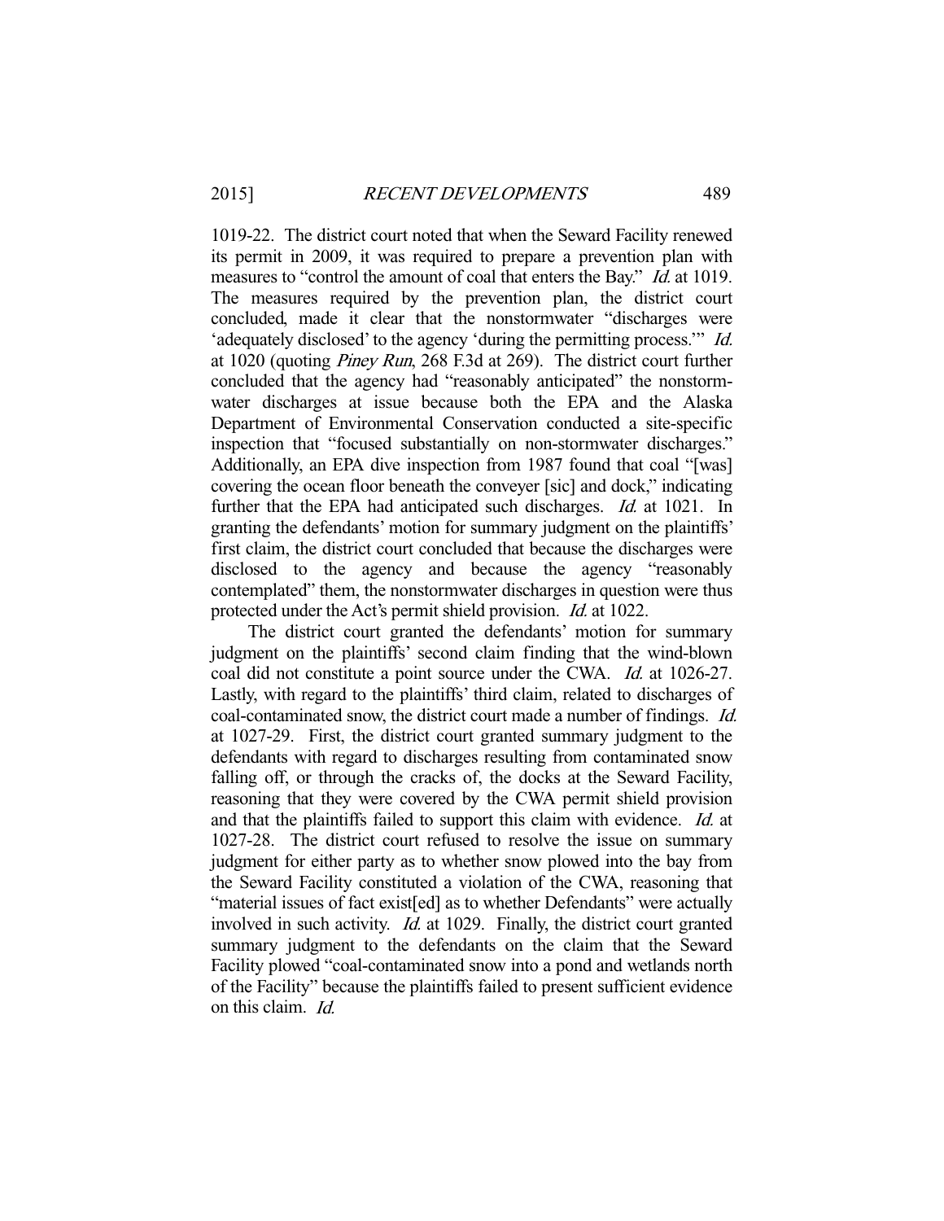1019-22. The district court noted that when the Seward Facility renewed its permit in 2009, it was required to prepare a prevention plan with measures to "control the amount of coal that enters the Bay." *Id.* at 1019. The measures required by the prevention plan, the district court concluded, made it clear that the nonstormwater "discharges were 'adequately disclosed' to the agency 'during the permitting process.'" *Id.* at 1020 (quoting *Piney Run*, 268 F.3d at 269). The district court further concluded that the agency had "reasonably anticipated" the nonstormwater discharges at issue because both the EPA and the Alaska Department of Environmental Conservation conducted a site-specific inspection that "focused substantially on non-stormwater discharges." Additionally, an EPA dive inspection from 1987 found that coal "[was] covering the ocean floor beneath the conveyer [sic] and dock," indicating further that the EPA had anticipated such discharges. *Id.* at 1021. In granting the defendants' motion for summary judgment on the plaintiffs' first claim, the district court concluded that because the discharges were disclosed to the agency and because the agency "reasonably contemplated" them, the nonstormwater discharges in question were thus protected under the Act's permit shield provision. *Id.* at 1022.

The district court granted the defendants' motion for summary judgment on the plaintiffs' second claim finding that the wind-blown coal did not constitute a point source under the CWA. *Id.* at 1026-27. Lastly, with regard to the plaintiffs' third claim, related to discharges of coal-contaminated snow, the district court made a number of findings. *Id.* at 1027-29. First, the district court granted summary judgment to the defendants with regard to discharges resulting from contaminated snow falling off, or through the cracks of, the docks at the Seward Facility, reasoning that they were covered by the CWA permit shield provision and that the plaintiffs failed to support this claim with evidence. *Id.* at 1027-28. The district court refused to resolve the issue on summary judgment for either party as to whether snow plowed into the bay from the Seward Facility constituted a violation of the CWA, reasoning that "material issues of fact exist[ed] as to whether Defendants" were actually involved in such activity. *Id.* at 1029. Finally, the district court granted summary judgment to the defendants on the claim that the Seward Facility plowed "coal-contaminated snow into a pond and wetlands north of the Facility" because the plaintiffs failed to present sufficient evidence on this claim. *Id.*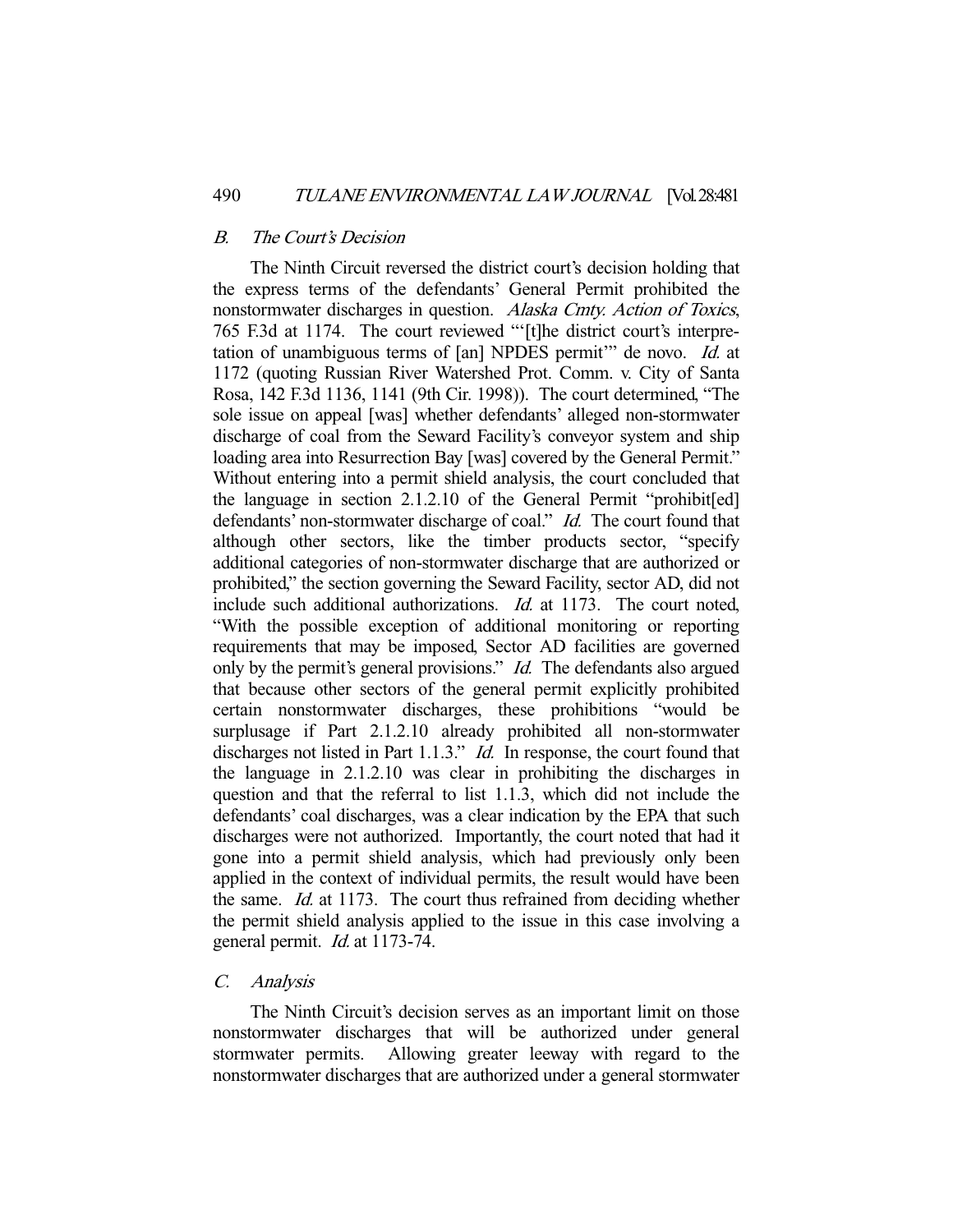### *B. The Court's Decision*

The Ninth Circuit reversed the district court's decision holding that the express terms of the defendants' General Permit prohibited the nonstormwater discharges in question. *Alaska Cmty. Action of Toxics*, 765 F.3d at 1174. The court reviewed "'[t]he district court's interpretation of unambiguous terms of [an] NPDES permit'" de novo. *Id.* at 1172 (quoting Russian River Watershed Prot. Comm. v. City of Santa Rosa, 142 F.3d 1136, 1141 (9th Cir. 1998)). The court determined, "The sole issue on appeal [was] whether defendants' alleged non-stormwater discharge of coal from the Seward Facility's conveyor system and ship loading area into Resurrection Bay [was] covered by the General Permit." Without entering into a permit shield analysis, the court concluded that the language in section 2.1.2.10 of the General Permit "prohibit[ed] defendants' non-stormwater discharge of coal." *Id.* The court found that although other sectors, like the timber products sector, "specify additional categories of non-stormwater discharge that are authorized or prohibited," the section governing the Seward Facility, sector AD, did not include such additional authorizations. *Id.* at 1173. The court noted, "With the possible exception of additional monitoring or reporting requirements that may be imposed, Sector AD facilities are governed only by the permit's general provisions." *Id.* The defendants also argued that because other sectors of the general permit explicitly prohibited certain nonstormwater discharges, these prohibitions "would be surplusage if Part 2.1.2.10 already prohibited all non-stormwater discharges not listed in Part 1.1.3." *Id.* In response, the court found that the language in 2.1.2.10 was clear in prohibiting the discharges in question and that the referral to list 1.1.3, which did not include the defendants' coal discharges, was a clear indication by the EPA that such discharges were not authorized. Importantly, the court noted that had it gone into a permit shield analysis, which had previously only been applied in the context of individual permits, the result would have been the same. *Id.* at 1173. The court thus refrained from deciding whether the permit shield analysis applied to the issue in this case involving a general permit. *Id.* at 1173-74.

### *C. Analysis*

The Ninth Circuit's decision serves as an important limit on those nonstormwater discharges that will be authorized under general stormwater permits. Allowing greater leeway with regard to the nonstormwater discharges that are authorized under a general stormwater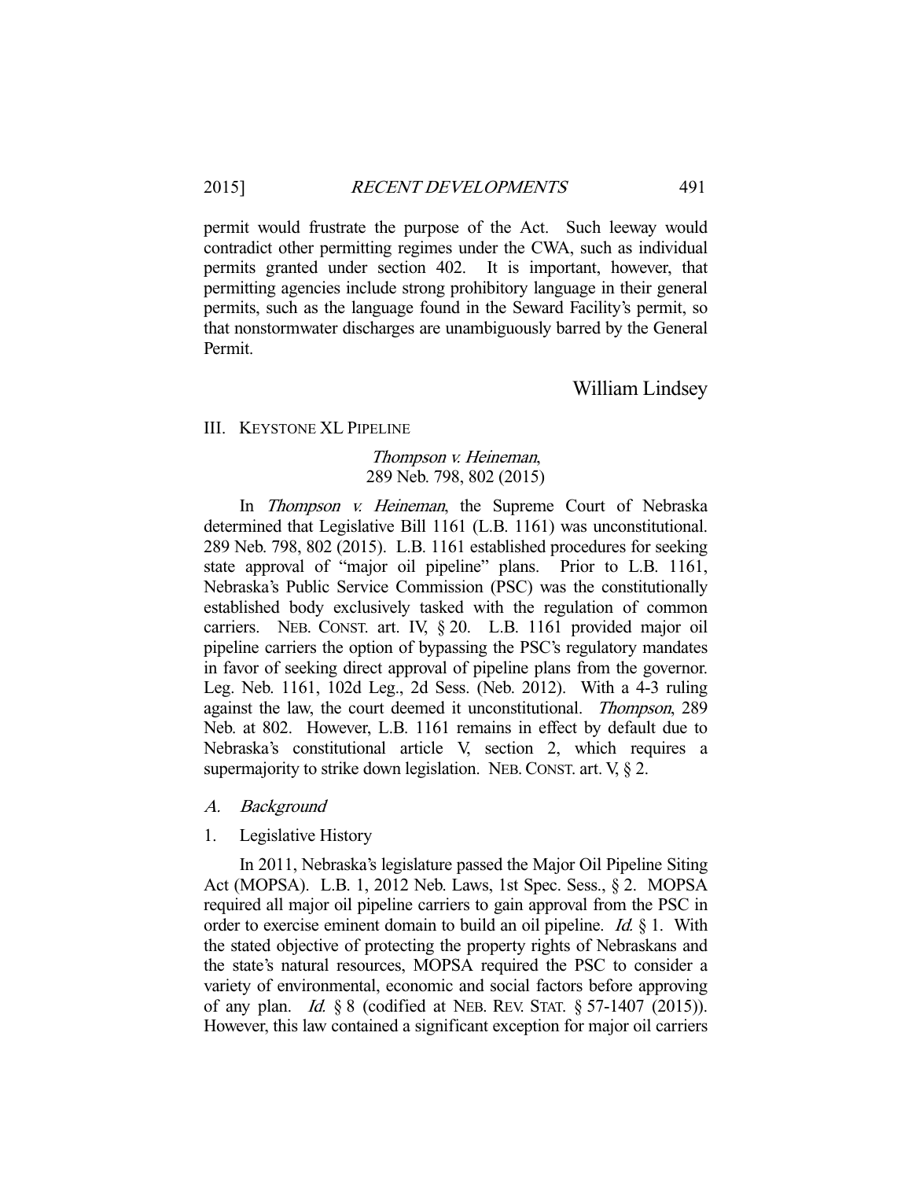permit would frustrate the purpose of the Act. Such leeway would contradict other permitting regimes under the CWA, such as individual permits granted under section 402. It is important, however, that permitting agencies include strong prohibitory language in their general permits, such as the language found in the Seward Facility's permit, so that nonstormwater discharges are unambiguously barred by the General Permit.

William Lindsey

## III. KEYSTONE XL PIPELINE

*Thompson v. Heineman*,
289 Neb. 798, 802 (2015)

In *Thompson v. Heineman*, the Supreme Court of Nebraska determined that Legislative Bill 1161 (L.B. 1161) was unconstitutional. 289 Neb. 798, 802 (2015). L.B. 1161 established procedures for seeking state approval of "major oil pipeline" plans. Prior to L.B. 1161, Nebraska's Public Service Commission (PSC) was the constitutionally established body exclusively tasked with the regulation of common carriers. NEB. CONST. art. IV, § 20. L.B. 1161 provided major oil pipeline carriers the option of bypassing the PSC's regulatory mandates in favor of seeking direct approval of pipeline plans from the governor. Leg. Neb. 1161, 102d Leg., 2d Sess. (Neb. 2012). With a 4-3 ruling against the law, the court deemed it unconstitutional. *Thompson*, 289 Neb. at 802. However, L.B. 1161 remains in effect by default due to Nebraska's constitutional article V, section 2, which requires a supermajority to strike down legislation. NEB. CONST. art. V, § 2.

### *A. Background*

#### 1. Legislative History

In 2011, Nebraska's legislature passed the Major Oil Pipeline Siting Act (MOPSA). L.B. 1, 2012 Neb. Laws, 1st Spec. Sess., § 2. MOPSA required all major oil pipeline carriers to gain approval from the PSC in order to exercise eminent domain to build an oil pipeline. *Id.* § 1. With the stated objective of protecting the property rights of Nebraskans and the state's natural resources, MOPSA required the PSC to consider a variety of environmental, economic and social factors before approving of any plan. *Id.* § 8 (codified at NEB. REV. STAT. § 57-1407 (2015)). However, this law contained a significant exception for major oil carriers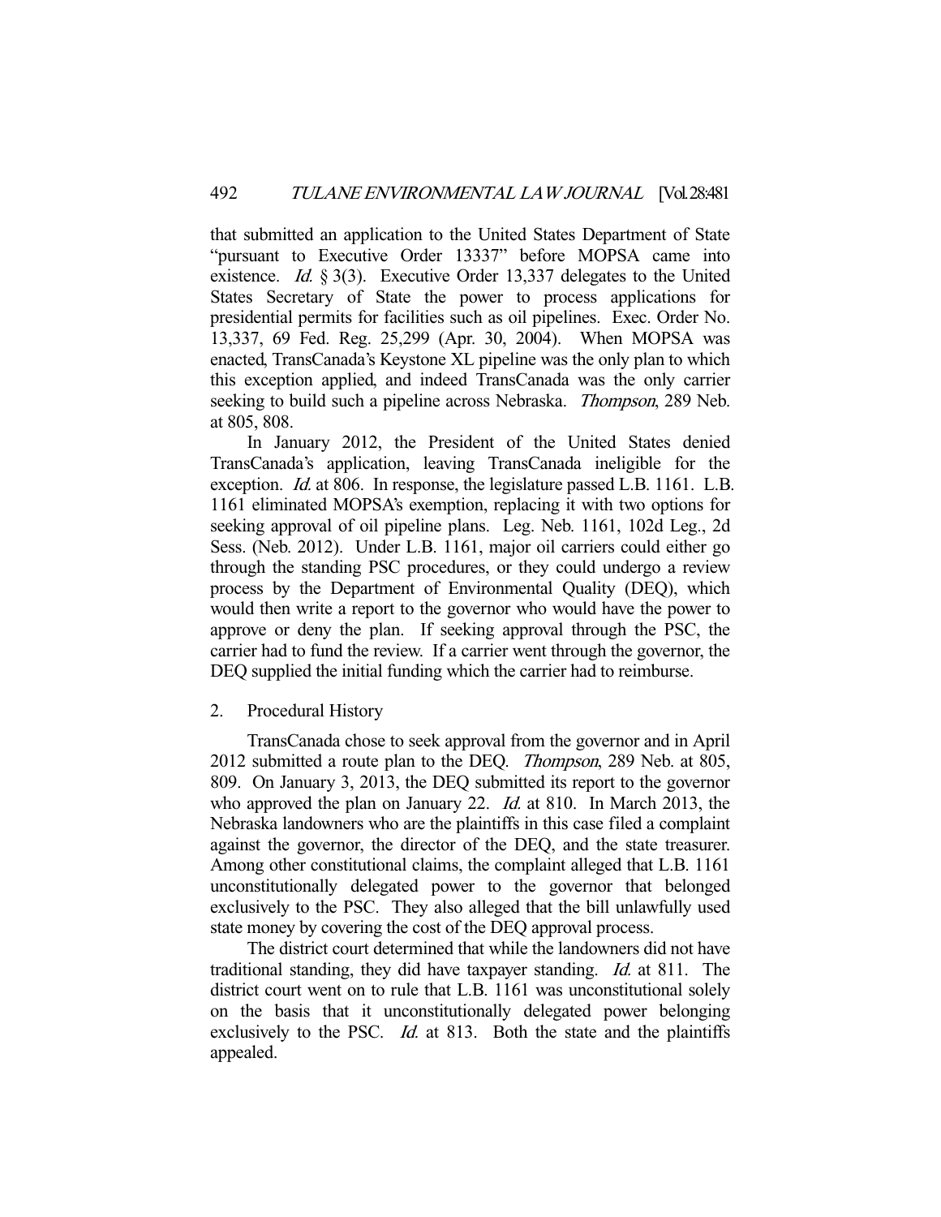that submitted an application to the United States Department of State "pursuant to Executive Order 13337" before MOPSA came into existence. *Id.* § 3(3). Executive Order 13,337 delegates to the United States Secretary of State the power to process applications for presidential permits for facilities such as oil pipelines. Exec. Order No. 13,337, 69 Fed. Reg. 25,299 (Apr. 30, 2004). When MOPSA was enacted, TransCanada's Keystone XL pipeline was the only plan to which this exception applied, and indeed TransCanada was the only carrier seeking to build such a pipeline across Nebraska. *Thompson*, 289 Neb. at 805, 808.

In January 2012, the President of the United States denied TransCanada's application, leaving TransCanada ineligible for the exception. *Id.* at 806. In response, the legislature passed L.B. 1161. L.B. 1161 eliminated MOPSA's exemption, replacing it with two options for seeking approval of oil pipeline plans. Leg. Neb. 1161, 102d Leg., 2d Sess. (Neb. 2012). Under L.B. 1161, major oil carriers could either go through the standing PSC procedures, or they could undergo a review process by the Department of Environmental Quality (DEQ), which would then write a report to the governor who would have the power to approve or deny the plan. If seeking approval through the PSC, the carrier had to fund the review. If a carrier went through the governor, the DEQ supplied the initial funding which the carrier had to reimburse.

2. Procedural History

TransCanada chose to seek approval from the governor and in April 2012 submitted a route plan to the DEQ. *Thompson*, 289 Neb. at 805, 809. On January 3, 2013, the DEQ submitted its report to the governor who approved the plan on January 22. *Id.* at 810. In March 2013, the Nebraska landowners who are the plaintiffs in this case filed a complaint against the governor, the director of the DEQ, and the state treasurer. Among other constitutional claims, the complaint alleged that L.B. 1161 unconstitutionally delegated power to the governor that belonged exclusively to the PSC. They also alleged that the bill unlawfully used state money by covering the cost of the DEQ approval process.

The district court determined that while the landowners did not have traditional standing, they did have taxpayer standing. *Id.* at 811. The district court went on to rule that L.B. 1161 was unconstitutional solely on the basis that it unconstitutionally delegated power belonging exclusively to the PSC. *Id.* at 813. Both the state and the plaintiffs appealed.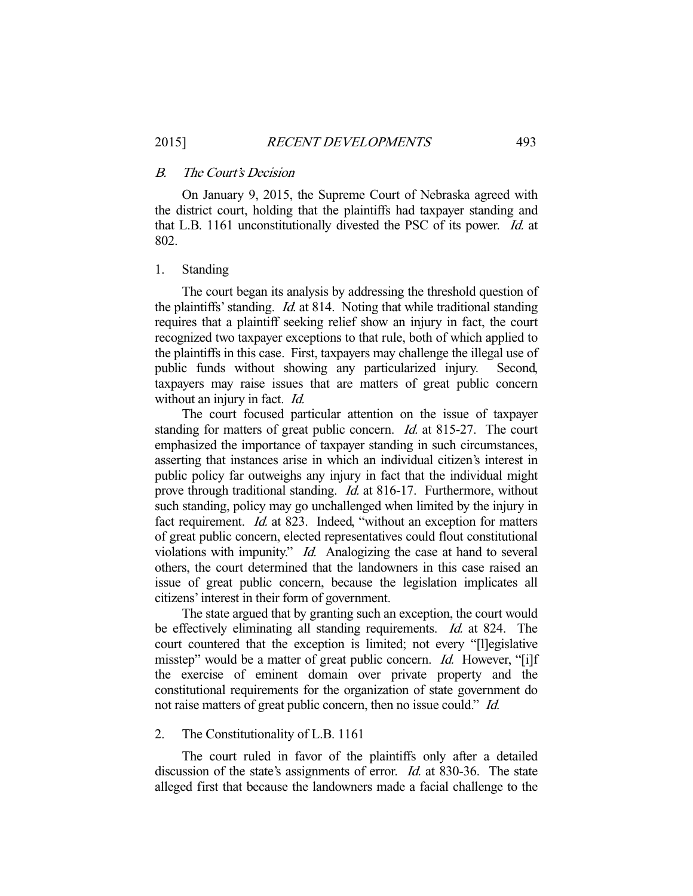### *B. The Court's Decision*

On January 9, 2015, the Supreme Court of Nebraska agreed with the district court, holding that the plaintiffs had taxpayer standing and that L.B. 1161 unconstitutionally divested the PSC of its power. *Id.* at 802.

#### 1. Standing

The court began its analysis by addressing the threshold question of the plaintiffs' standing. *Id.* at 814. Noting that while traditional standing requires that a plaintiff seeking relief show an injury in fact, the court recognized two taxpayer exceptions to that rule, both of which applied to the plaintiffs in this case. First, taxpayers may challenge the illegal use of public funds without showing any particularized injury. Second, taxpayers may raise issues that are matters of great public concern without an injury in fact. *Id.*

The court focused particular attention on the issue of taxpayer standing for matters of great public concern. *Id.* at 815-27. The court emphasized the importance of taxpayer standing in such circumstances, asserting that instances arise in which an individual citizen's interest in public policy far outweighs any injury in fact that the individual might prove through traditional standing. *Id.* at 816-17. Furthermore, without such standing, policy may go unchallenged when limited by the injury in fact requirement. *Id.* at 823. Indeed, "without an exception for matters of great public concern, elected representatives could flout constitutional violations with impunity." *Id.* Analogizing the case at hand to several others, the court determined that the landowners in this case raised an issue of great public concern, because the legislation implicates all citizens' interest in their form of government.

The state argued that by granting such an exception, the court would be effectively eliminating all standing requirements. *Id.* at 824. The court countered that the exception is limited; not every "[l]egislative misstep" would be a matter of great public concern. *Id.* However, "[i]f the exercise of eminent domain over private property and the constitutional requirements for the organization of state government do not raise matters of great public concern, then no issue could." *Id.*

#### 2. The Constitutionality of L.B. 1161

The court ruled in favor of the plaintiffs only after a detailed discussion of the state's assignments of error. *Id.* at 830-36. The state alleged first that because the landowners made a facial challenge to the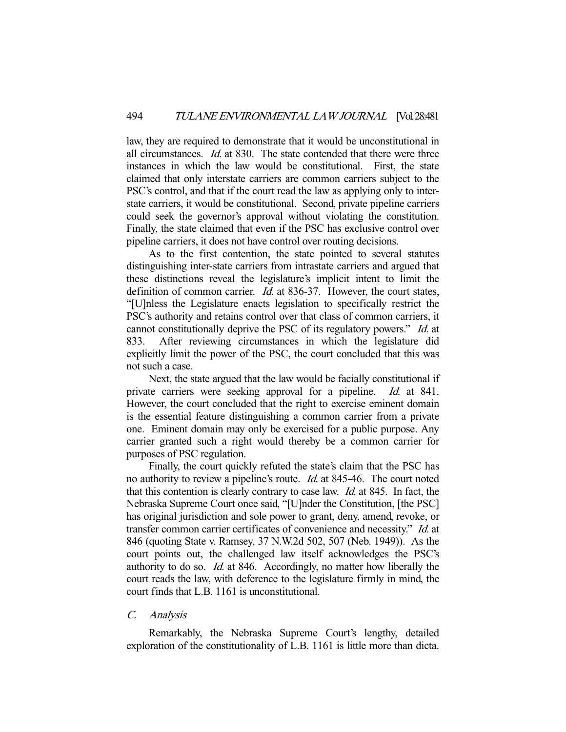law, they are required to demonstrate that it would be unconstitutional in all circumstances. *Id.* at 830. The state contended that there were three instances in which the law would be constitutional. First, the state claimed that only interstate carriers are common carriers subject to the PSC's control, and that if the court read the law as applying only to inter-state carriers, it would be constitutional. Second, private pipeline carriers could seek the governor's approval without violating the constitution. Finally, the state claimed that even if the PSC has exclusive control over pipeline carriers, it does not have control over routing decisions.

As to the first contention, the state pointed to several statutes distinguishing inter-state carriers from intrastate carriers and argued that these distinctions reveal the legislature's implicit intent to limit the definition of common carrier. *Id.* at 836-37. However, the court states, "[U]nless the Legislature enacts legislation to specifically restrict the PSC's authority and retains control over that class of common carriers, it cannot constitutionally deprive the PSC of its regulatory powers." *Id.* at 833. After reviewing circumstances in which the legislature did explicitly limit the power of the PSC, the court concluded that this was not such a case.

Next, the state argued that the law would be facially constitutional if private carriers were seeking approval for a pipeline. *Id.* at 841. However, the court concluded that the right to exercise eminent domain is the essential feature distinguishing a common carrier from a private one. Eminent domain may only be exercised for a public purpose. Any carrier granted such a right would thereby be a common carrier for purposes of PSC regulation.

Finally, the court quickly refuted the state's claim that the PSC has no authority to review a pipeline's route. *Id.* at 845-46. The court noted that this contention is clearly contrary to case law. *Id.* at 845. In fact, the Nebraska Supreme Court once said, "[U]nder the Constitution, [the PSC] has original jurisdiction and sole power to grant, deny, amend, revoke, or transfer common carrier certificates of convenience and necessity." *Id.* at 846 (quoting State v. Ramsey, 37 N.W.2d 502, 507 (Neb. 1949)). As the court points out, the challenged law itself acknowledges the PSC's authority to do so. *Id.* at 846. Accordingly, no matter how liberally the court reads the law, with deference to the legislature firmly in mind, the court finds that L.B. 1161 is unconstitutional.

### C. Analysis

Remarkably, the Nebraska Supreme Court's lengthy, detailed exploration of the constitutionality of L.B. 1161 is little more than dicta.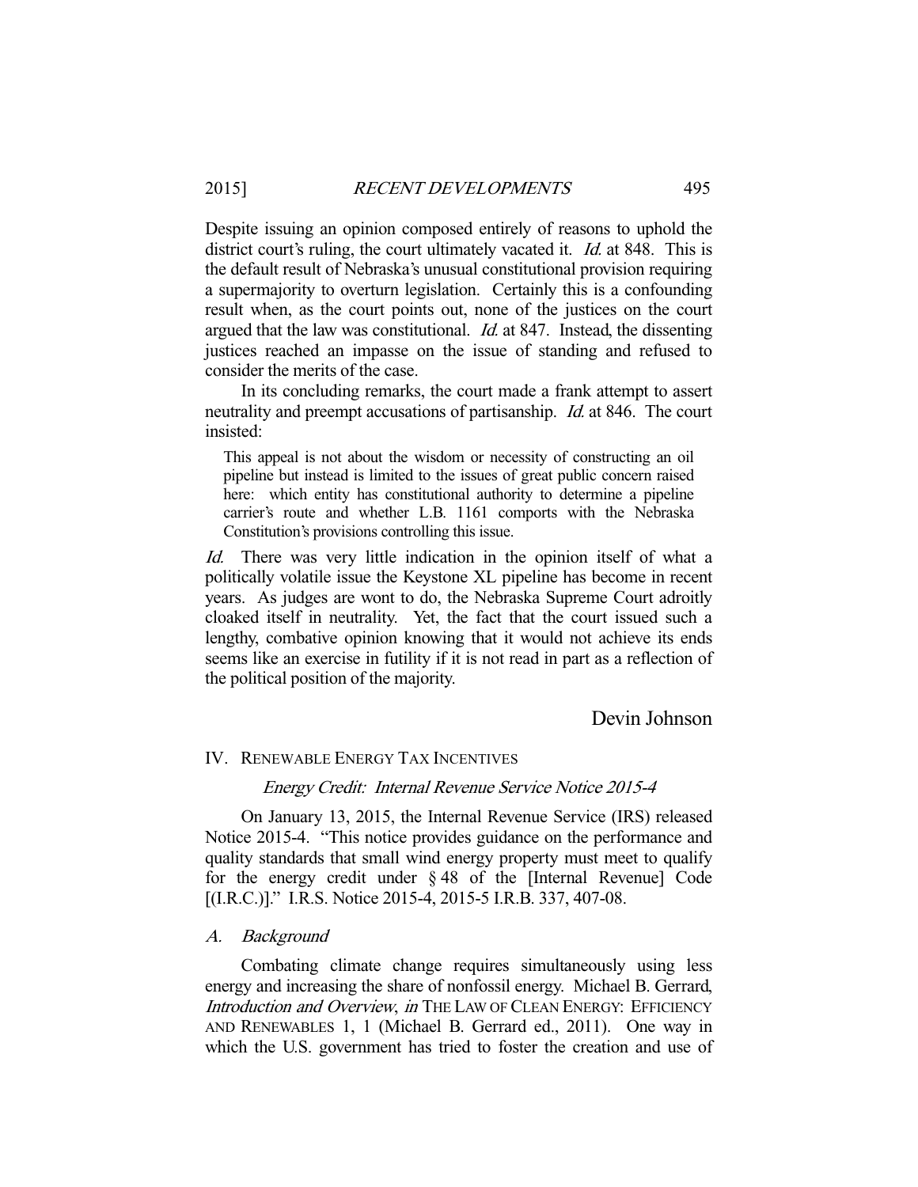Despite issuing an opinion composed entirely of reasons to uphold the district court's ruling, the court ultimately vacated it. *Id.* at 848. This is the default result of Nebraska's unusual constitutional provision requiring a supermajority to overturn legislation. Certainly this is a confounding result when, as the court points out, none of the justices on the court argued that the law was constitutional. *Id.* at 847. Instead, the dissenting justices reached an impasse on the issue of standing and refused to consider the merits of the case.

In its concluding remarks, the court made a frank attempt to assert neutrality and preempt accusations of partisanship. *Id.* at 846. The court insisted:

> This appeal is not about the wisdom or necessity of constructing an oil pipeline but instead is limited to the issues of great public concern raised here: which entity has constitutional authority to determine a pipeline carrier's route and whether L.B. 1161 comports with the Nebraska Constitution's provisions controlling this issue.

*Id.* There was very little indication in the opinion itself of what a politically volatile issue the Keystone XL pipeline has become in recent years. As judges are wont to do, the Nebraska Supreme Court adroitly cloaked itself in neutrality. Yet, the fact that the court issued such a lengthy, combative opinion knowing that it would not achieve its ends seems like an exercise in futility if it is not read in part as a reflection of the political position of the majority.

Devin Johnson

## IV. Renewable Energy Tax Incentives

### *Energy Credit: Internal Revenue Service Notice 2015-4*

On January 13, 2015, the Internal Revenue Service (IRS) released Notice 2015-4. "This notice provides guidance on the performance and quality standards that small wind energy property must meet to qualify for the energy credit under § 48 of the [Internal Revenue] Code [(I.R.C.)]." I.R.S. Notice 2015-4, 2015-5 I.R.B. 337, 407-08.

### *A. Background*

Combating climate change requires simultaneously using less energy and increasing the share of nonfossil energy. Michael B. Gerrard, *Introduction and Overview*, *in* The Law of Clean Energy: Efficiency and Renewables 1, 1 (Michael B. Gerrard ed., 2011). One way in which the U.S. government has tried to foster the creation and use of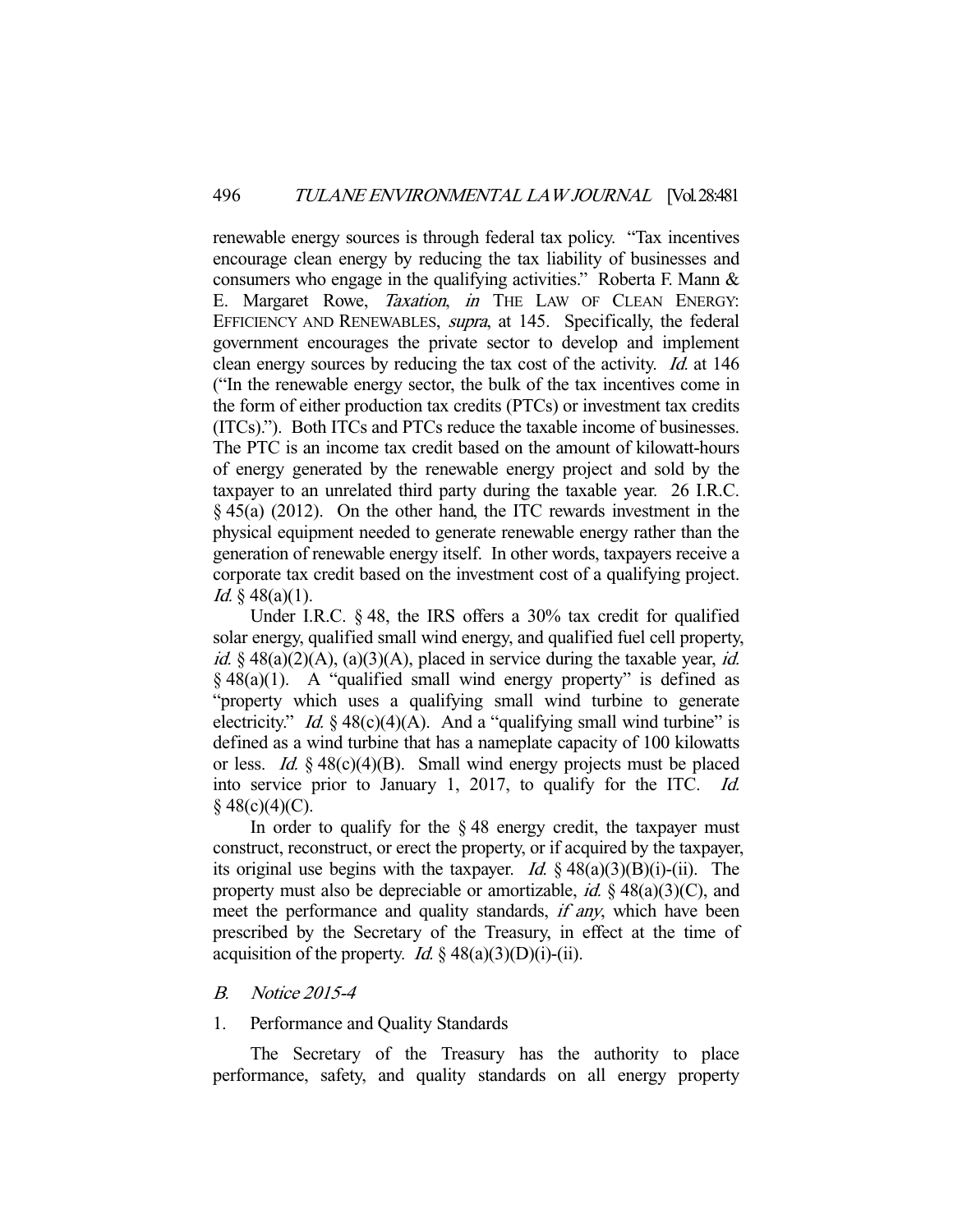renewable energy sources is through federal tax policy. "Tax incentives encourage clean energy by reducing the tax liability of businesses and consumers who engage in the qualifying activities." Roberta F. Mann & E. Margaret Rowe, *Taxation*, *in* THE LAW OF CLEAN ENERGY: EFFICIENCY AND RENEWABLES, *supra*, at 145. Specifically, the federal government encourages the private sector to develop and implement clean energy sources by reducing the tax cost of the activity. *Id.* at 146 ("In the renewable energy sector, the bulk of the tax incentives come in the form of either production tax credits (PTCs) or investment tax credits (ITCs)."). Both ITCs and PTCs reduce the taxable income of businesses. The PTC is an income tax credit based on the amount of kilowatt-hours of energy generated by the renewable energy project and sold by the taxpayer to an unrelated third party during the taxable year. 26 I.R.C. § 45(a) (2012). On the other hand, the ITC rewards investment in the physical equipment needed to generate renewable energy rather than the generation of renewable energy itself. In other words, taxpayers receive a corporate tax credit based on the investment cost of a qualifying project. *Id.* § 48(a)(1).

Under I.R.C. § 48, the IRS offers a 30% tax credit for qualified solar energy, qualified small wind energy, and qualified fuel cell property, *id.* § 48(a)(2)(A), (a)(3)(A), placed in service during the taxable year, *id.* § 48(a)(1). A "qualified small wind energy property" is defined as "property which uses a qualifying small wind turbine to generate electricity." *Id.* § 48(c)(4)(A). And a "qualifying small wind turbine" is defined as a wind turbine that has a nameplate capacity of 100 kilowatts or less. *Id.* § 48(c)(4)(B). Small wind energy projects must be placed into service prior to January 1, 2017, to qualify for the ITC. *Id.* § 48(c)(4)(C).

In order to qualify for the § 48 energy credit, the taxpayer must construct, reconstruct, or erect the property, or if acquired by the taxpayer, its original use begins with the taxpayer. *Id.* § 48(a)(3)(B)(i)-(ii). The property must also be depreciable or amortizable, *id.* § 48(a)(3)(C), and meet the performance and quality standards, *if any*, which have been prescribed by the Secretary of the Treasury, in effect at the time of acquisition of the property. *Id.* § 48(a)(3)(D)(i)-(ii).

### *B. Notice 2015-4*

#### 1. Performance and Quality Standards

The Secretary of the Treasury has the authority to place performance, safety, and quality standards on all energy property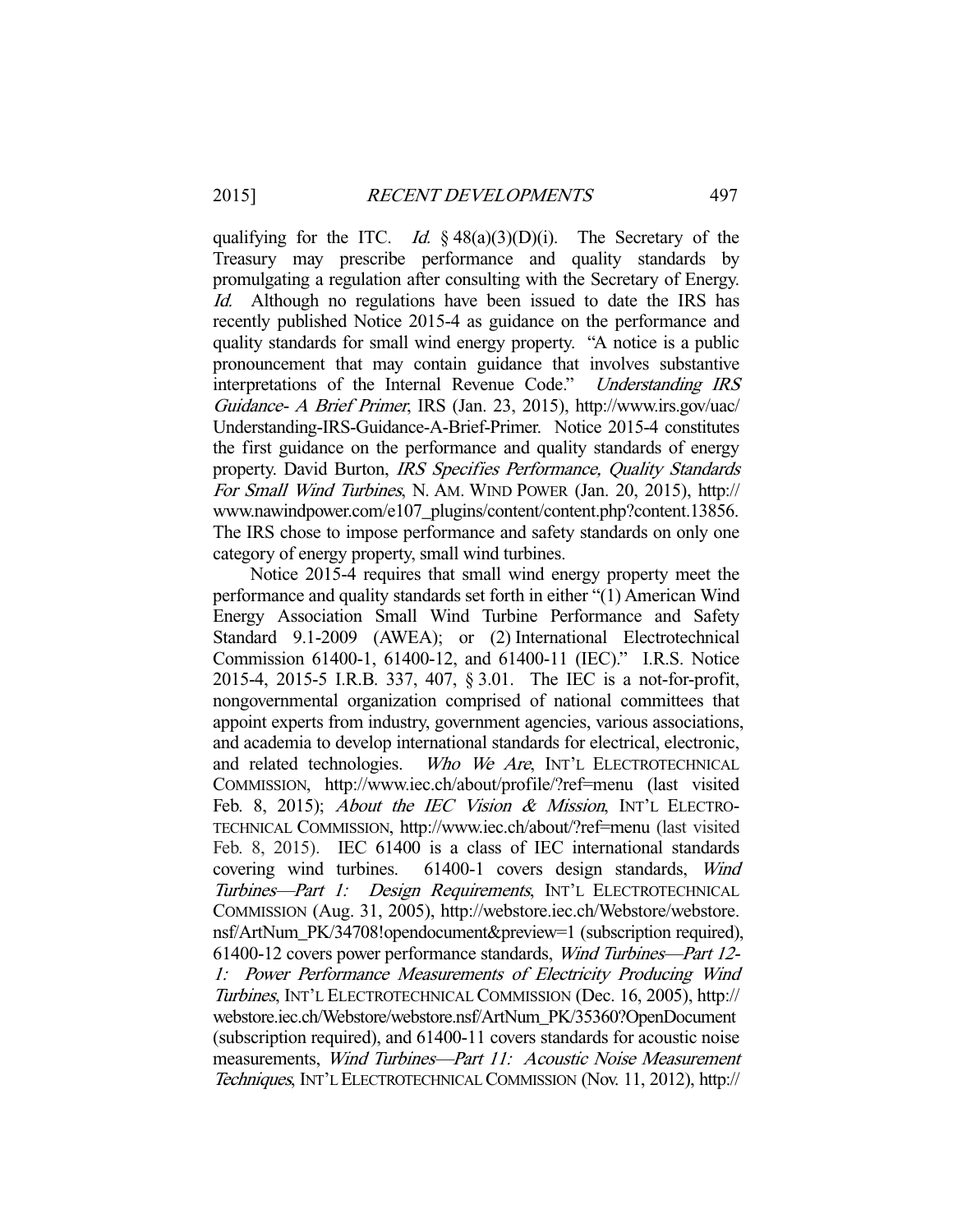qualifying for the ITC. *Id.* § 48(a)(3)(D)(i). The Secretary of the Treasury may prescribe performance and quality standards by promulgating a regulation after consulting with the Secretary of Energy. *Id.* Although no regulations have been issued to date the IRS has recently published Notice 2015-4 as guidance on the performance and quality standards for small wind energy property. "A notice is a public pronouncement that may contain guidance that involves substantive interpretations of the Internal Revenue Code." *Understanding IRS Guidance- A Brief Primer*, IRS (Jan. 23, 2015), http://www.irs.gov/uac/Understanding-IRS-Guidance-A-Brief-Primer. Notice 2015-4 constitutes the first guidance on the performance and quality standards of energy property. David Burton, *IRS Specifies Performance, Quality Standards For Small Wind Turbines*, N. AM. WIND POWER (Jan. 20, 2015), http://www.nawindpower.com/e107_plugins/content/content.php?content.13856. The IRS chose to impose performance and safety standards on only one category of energy property, small wind turbines.

Notice 2015-4 requires that small wind energy property meet the performance and quality standards set forth in either "(1) American Wind Energy Association Small Wind Turbine Performance and Safety Standard 9.1-2009 (AWEA); or (2) International Electrotechnical Commission 61400-1, 61400-12, and 61400-11 (IEC)." I.R.S. Notice 2015-4, 2015-5 I.R.B. 337, 407, § 3.01. The IEC is a not-for-profit, nongovernmental organization comprised of national committees that appoint experts from industry, government agencies, various associations, and academia to develop international standards for electrical, electronic, and related technologies. *Who We Are*, INT'L ELECTROTECHNICAL COMMISSION, http://www.iec.ch/about/profile/?ref=menu (last visited Feb. 8, 2015); *About the IEC Vision & Mission*, INT'L ELECTROTECHNICAL COMMISSION, http://www.iec.ch/about/?ref=menu (last visited Feb. 8, 2015). IEC 61400 is a class of IEC international standards covering wind turbines. 61400-1 covers design standards, *Wind Turbines—Part 1: Design Requirements*, INT'L ELECTROTECHNICAL COMMISSION (Aug. 31, 2005), http://webstore.iec.ch/Webstore/webstore.nsf/ArtNum_PK/34708!opendocument&preview=1 (subscription required), 61400-12 covers power performance standards, *Wind Turbines—Part 12-1: Power Performance Measurements of Electricity Producing Wind Turbines*, INT'L ELECTROTECHNICAL COMMISSION (Dec. 16, 2005), http://webstore.iec.ch/Webstore/webstore.nsf/ArtNum_PK/35360?OpenDocument (subscription required), and 61400-11 covers standards for acoustic noise measurements, *Wind Turbines—Part 11: Acoustic Noise Measurement Techniques*, INT'L ELECTROTECHNICAL COMMISSION (Nov. 11, 2012), http://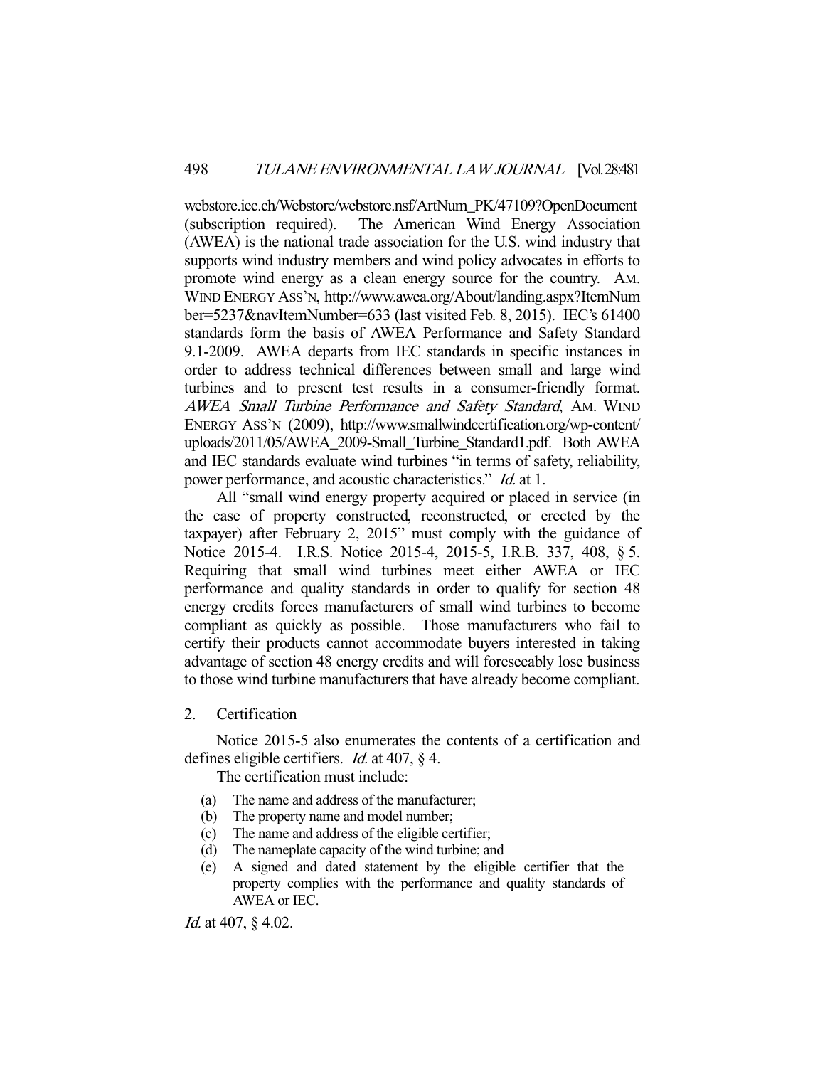webstore.iec.ch/Webstore/webstore.nsf/ArtNum_PK/47109?OpenDocument (subscription required). The American Wind Energy Association (AWEA) is the national trade association for the U.S. wind industry that supports wind industry members and wind policy advocates in efforts to promote wind energy as a clean energy source for the country. AM. WIND ENERGY ASS'N, http://www.awea.org/About/landing.aspx?ItemNumber=5237&navItemNumber=633 (last visited Feb. 8, 2015). IEC's 61400 standards form the basis of AWEA Performance and Safety Standard 9.1-2009. AWEA departs from IEC standards in specific instances in order to address technical differences between small and large wind turbines and to present test results in a consumer-friendly format. *AWEA Small Turbine Performance and Safety Standard*, AM. WIND ENERGY ASS'N (2009), http://www.smallwindcertification.org/wp-content/uploads/2011/05/AWEA_2009-Small_Turbine_Standard1.pdf. Both AWEA and IEC standards evaluate wind turbines "in terms of safety, reliability, power performance, and acoustic characteristics." *Id.* at 1.

All "small wind energy property acquired or placed in service (in the case of property constructed, reconstructed, or erected by the taxpayer) after February 2, 2015" must comply with the guidance of Notice 2015-4. I.R.S. Notice 2015-4, 2015-5, I.R.B. 337, 408, § 5. Requiring that small wind turbines meet either AWEA or IEC performance and quality standards in order to qualify for section 48 energy credits forces manufacturers of small wind turbines to become compliant as quickly as possible. Those manufacturers who fail to certify their products cannot accommodate buyers interested in taking advantage of section 48 energy credits and will foreseeably lose business to those wind turbine manufacturers that have already become compliant.

2. Certification

Notice 2015-5 also enumerates the contents of a certification and defines eligible certifiers. *Id.* at 407, § 4.

The certification must include:

(a) The name and address of the manufacturer;
(b) The property name and model number;
(c) The name and address of the eligible certifier;
(d) The nameplate capacity of the wind turbine; and
(e) A signed and dated statement by the eligible certifier that the property complies with the performance and quality standards of AWEA or IEC.

*Id.* at 407, § 4.02.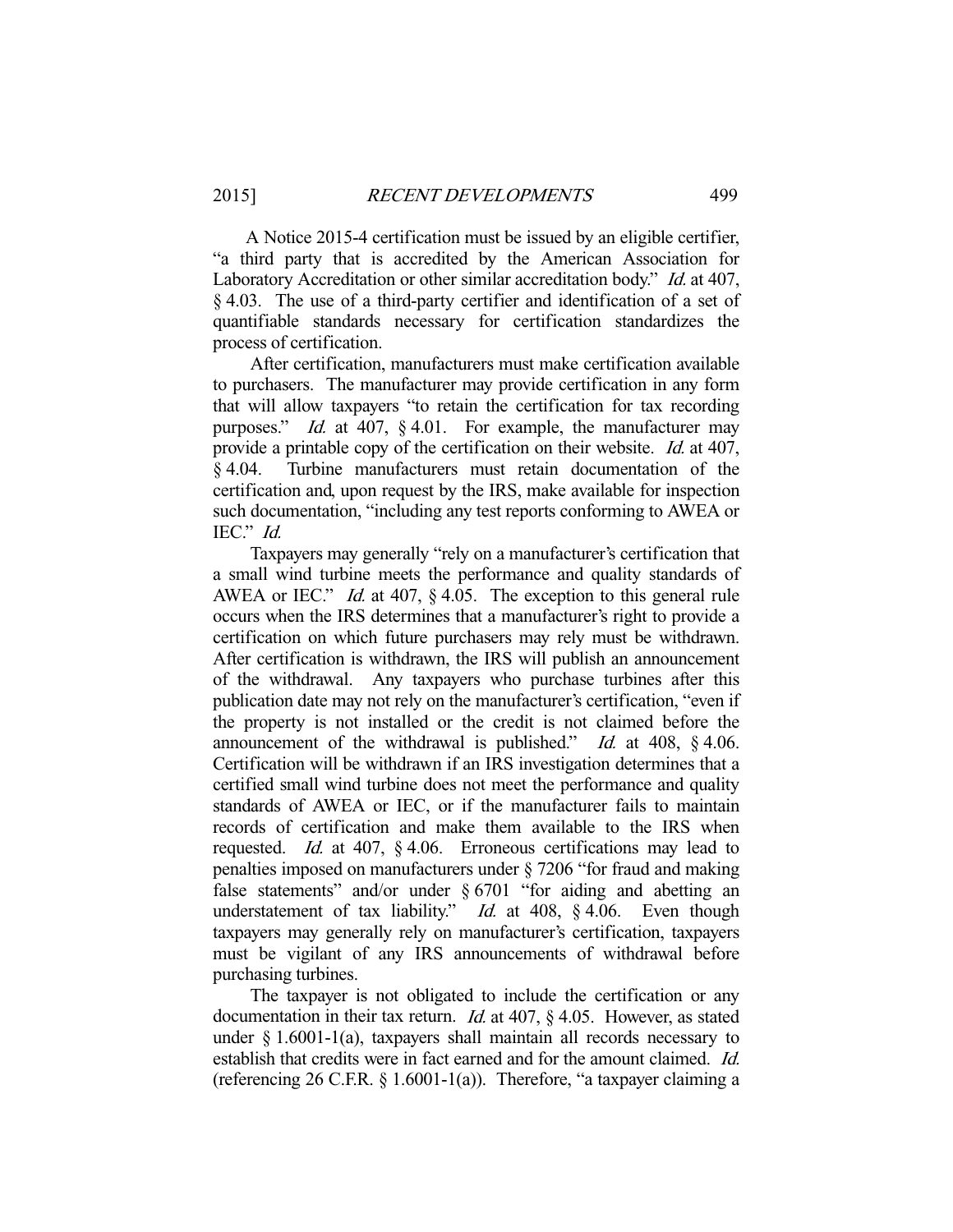A Notice 2015-4 certification must be issued by an eligible certifier, "a third party that is accredited by the American Association for Laboratory Accreditation or other similar accreditation body." *Id.* at 407, § 4.03. The use of a third-party certifier and identification of a set of quantifiable standards necessary for certification standardizes the process of certification.

After certification, manufacturers must make certification available to purchasers. The manufacturer may provide certification in any form that will allow taxpayers "to retain the certification for tax recording purposes." *Id.* at 407, § 4.01. For example, the manufacturer may provide a printable copy of the certification on their website. *Id.* at 407, § 4.04. Turbine manufacturers must retain documentation of the certification and, upon request by the IRS, make available for inspection such documentation, "including any test reports conforming to AWEA or IEC." *Id.*

Taxpayers may generally "rely on a manufacturer's certification that a small wind turbine meets the performance and quality standards of AWEA or IEC." *Id.* at 407, § 4.05. The exception to this general rule occurs when the IRS determines that a manufacturer's right to provide a certification on which future purchasers may rely must be withdrawn. After certification is withdrawn, the IRS will publish an announcement of the withdrawal. Any taxpayers who purchase turbines after this publication date may not rely on the manufacturer's certification, "even if the property is not installed or the credit is not claimed before the announcement of the withdrawal is published." *Id.* at 408, § 4.06. Certification will be withdrawn if an IRS investigation determines that a certified small wind turbine does not meet the performance and quality standards of AWEA or IEC, or if the manufacturer fails to maintain records of certification and make them available to the IRS when requested. *Id.* at 407, § 4.06. Erroneous certifications may lead to penalties imposed on manufacturers under § 7206 "for fraud and making false statements" and/or under § 6701 "for aiding and abetting an understatement of tax liability." *Id.* at 408, § 4.06. Even though taxpayers may generally rely on manufacturer's certification, taxpayers must be vigilant of any IRS announcements of withdrawal before purchasing turbines.

The taxpayer is not obligated to include the certification or any documentation in their tax return. *Id.* at 407, § 4.05. However, as stated under § 1.6001-1(a), taxpayers shall maintain all records necessary to establish that credits were in fact earned and for the amount claimed. *Id.* (referencing 26 C.F.R. § 1.6001-1(a)). Therefore, "a taxpayer claiming a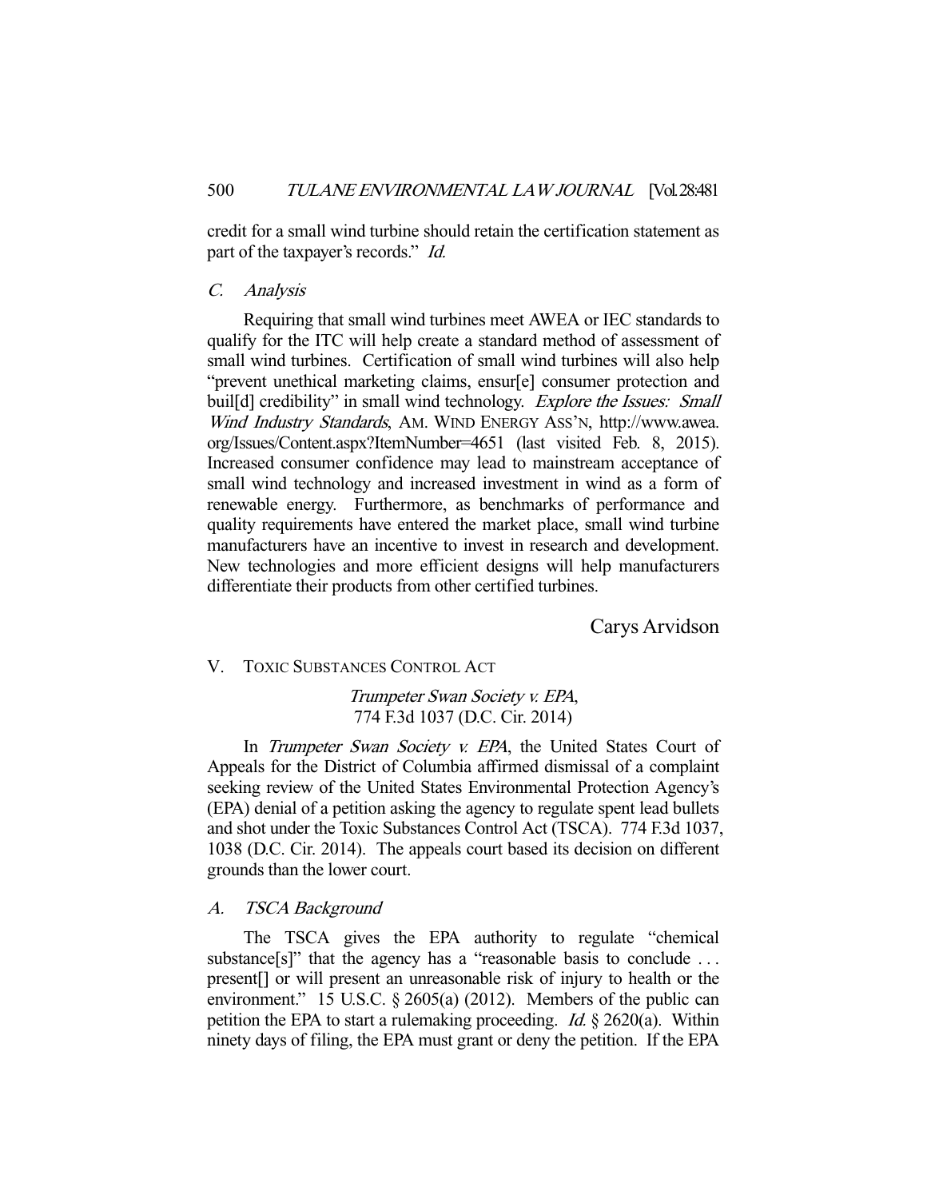credit for a small wind turbine should retain the certification statement as part of the taxpayer's records." *Id.*

### C. Analysis

Requiring that small wind turbines meet AWEA or IEC standards to qualify for the ITC will help create a standard method of assessment of small wind turbines. Certification of small wind turbines will also help "prevent unethical marketing claims, ensur[e] consumer protection and buil[d] credibility" in small wind technology. *Explore the Issues: Small Wind Industry Standards*, AM. WIND ENERGY ASS'N, http://www.awea.org/Issues/Content.aspx?ItemNumber=4651 (last visited Feb. 8, 2015). Increased consumer confidence may lead to mainstream acceptance of small wind technology and increased investment in wind as a form of renewable energy. Furthermore, as benchmarks of performance and quality requirements have entered the market place, small wind turbine manufacturers have an incentive to invest in research and development. New technologies and more efficient designs will help manufacturers differentiate their products from other certified turbines.

Carys Arvidson

## V. TOXIC SUBSTANCES CONTROL ACT

*Trumpeter Swan Society v. EPA*,
774 F.3d 1037 (D.C. Cir. 2014)

In *Trumpeter Swan Society v. EPA*, the United States Court of Appeals for the District of Columbia affirmed dismissal of a complaint seeking review of the United States Environmental Protection Agency's (EPA) denial of a petition asking the agency to regulate spent lead bullets and shot under the Toxic Substances Control Act (TSCA). 774 F.3d 1037, 1038 (D.C. Cir. 2014). The appeals court based its decision on different grounds than the lower court.

### A. TSCA Background

The TSCA gives the EPA authority to regulate "chemical substance[s]" that the agency has a "reasonable basis to conclude . . . present[] or will present an unreasonable risk of injury to health or the environment." 15 U.S.C. § 2605(a) (2012). Members of the public can petition the EPA to start a rulemaking proceeding. *Id.* § 2620(a). Within ninety days of filing, the EPA must grant or deny the petition. If the EPA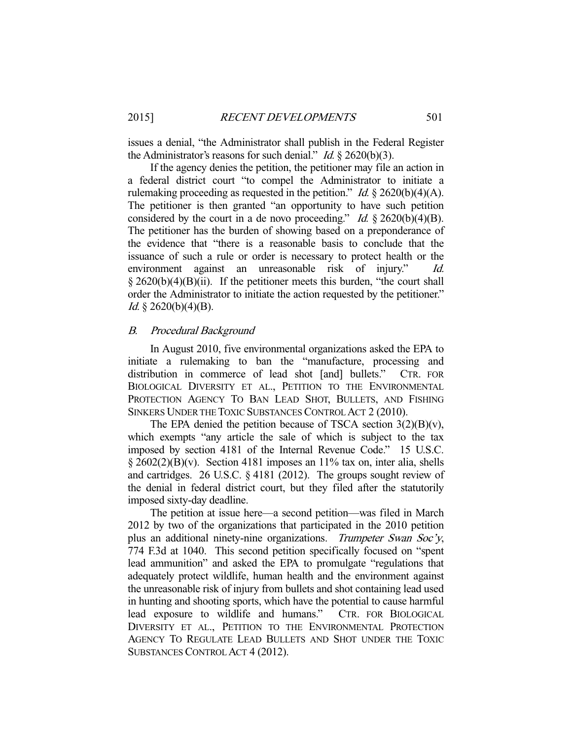issues a denial, "the Administrator shall publish in the Federal Register the Administrator's reasons for such denial." *Id.* § 2620(b)(3).

If the agency denies the petition, the petitioner may file an action in a federal district court "to compel the Administrator to initiate a rulemaking proceeding as requested in the petition." *Id.* § 2620(b)(4)(A). The petitioner is then granted "an opportunity to have such petition considered by the court in a de novo proceeding." *Id.* § 2620(b)(4)(B). The petitioner has the burden of showing based on a preponderance of the evidence that "there is a reasonable basis to conclude that the issuance of such a rule or order is necessary to protect health or the environment against an unreasonable risk of injury." *Id.* § 2620(b)(4)(B)(ii). If the petitioner meets this burden, "the court shall order the Administrator to initiate the action requested by the petitioner." *Id.* § 2620(b)(4)(B).

### *B. Procedural Background*

In August 2010, five environmental organizations asked the EPA to initiate a rulemaking to ban the "manufacture, processing and distribution in commerce of lead shot [and] bullets." CTR. FOR BIOLOGICAL DIVERSITY ET AL., PETITION TO THE ENVIRONMENTAL PROTECTION AGENCY TO BAN LEAD SHOT, BULLETS, AND FISHING SINKERS UNDER THE TOXIC SUBSTANCES CONTROL ACT 2 (2010).

The EPA denied the petition because of TSCA section 3(2)(B)(v), which exempts "any article the sale of which is subject to the tax imposed by section 4181 of the Internal Revenue Code." 15 U.S.C. § 2602(2)(B)(v). Section 4181 imposes an 11% tax on, inter alia, shells and cartridges. 26 U.S.C. § 4181 (2012). The groups sought review of the denial in federal district court, but they filed after the statutorily imposed sixty-day deadline.

The petition at issue here—a second petition—was filed in March 2012 by two of the organizations that participated in the 2010 petition plus an additional ninety-nine organizations. *Trumpeter Swan Soc'y*, 774 F.3d at 1040. This second petition specifically focused on "spent lead ammunition" and asked the EPA to promulgate "regulations that adequately protect wildlife, human health and the environment against the unreasonable risk of injury from bullets and shot containing lead used in hunting and shooting sports, which have the potential to cause harmful lead exposure to wildlife and humans." CTR. FOR BIOLOGICAL DIVERSITY ET AL., PETITION TO THE ENVIRONMENTAL PROTECTION AGENCY TO REGULATE LEAD BULLETS AND SHOT UNDER THE TOXIC SUBSTANCES CONTROL ACT 4 (2012).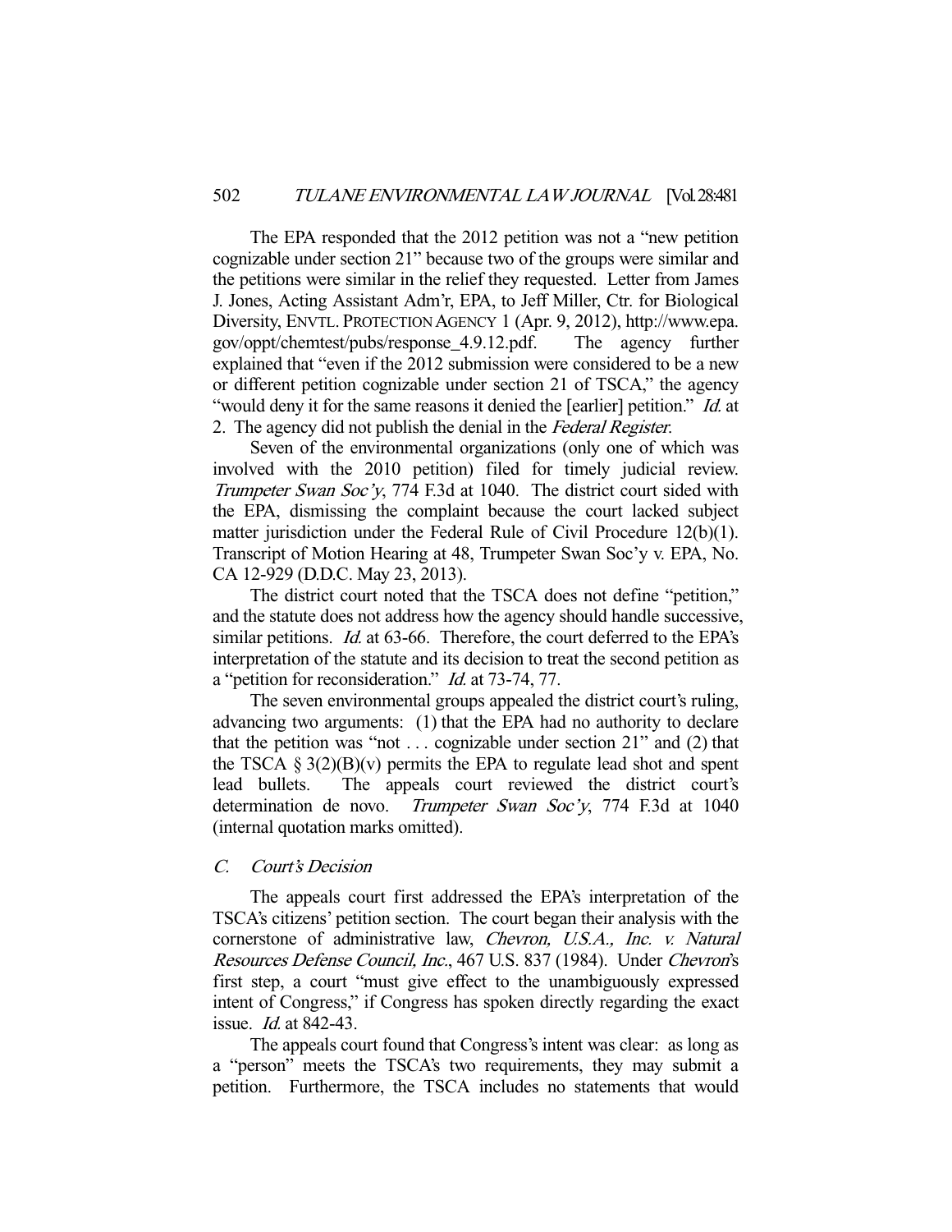The EPA responded that the 2012 petition was not a "new petition cognizable under section 21" because two of the groups were similar and the petitions were similar in the relief they requested. Letter from James J. Jones, Acting Assistant Adm'r, EPA, to Jeff Miller, Ctr. for Biological Diversity, ENVTL. PROTECTION AGENCY 1 (Apr. 9, 2012), http://www.epa.gov/oppt/chemtest/pubs/response_4.9.12.pdf. The agency further explained that "even if the 2012 submission were considered to be a new or different petition cognizable under section 21 of TSCA," the agency "would deny it for the same reasons it denied the [earlier] petition." *Id.* at 2. The agency did not publish the denial in the *Federal Register*.

Seven of the environmental organizations (only one of which was involved with the 2010 petition) filed for timely judicial review. *Trumpeter Swan Soc'y*, 774 F.3d at 1040. The district court sided with the EPA, dismissing the complaint because the court lacked subject matter jurisdiction under the Federal Rule of Civil Procedure 12(b)(1). Transcript of Motion Hearing at 48, Trumpeter Swan Soc'y v. EPA, No. CA 12-929 (D.D.C. May 23, 2013).

The district court noted that the TSCA does not define "petition," and the statute does not address how the agency should handle successive, similar petitions. *Id.* at 63-66. Therefore, the court deferred to the EPA's interpretation of the statute and its decision to treat the second petition as a "petition for reconsideration." *Id.* at 73-74, 77.

The seven environmental groups appealed the district court's ruling, advancing two arguments: (1) that the EPA had no authority to declare that the petition was "not . . . cognizable under section 21" and (2) that the TSCA § 3(2)(B)(v) permits the EPA to regulate lead shot and spent lead bullets. The appeals court reviewed the district court's determination de novo. *Trumpeter Swan Soc'y*, 774 F.3d at 1040 (internal quotation marks omitted).

### *C. Court's Decision*

The appeals court first addressed the EPA's interpretation of the TSCA's citizens' petition section. The court began their analysis with the cornerstone of administrative law, *Chevron, U.S.A., Inc. v. Natural Resources Defense Council, Inc.*, 467 U.S. 837 (1984). Under *Chevron*'s first step, a court "must give effect to the unambiguously expressed intent of Congress," if Congress has spoken directly regarding the exact issue. *Id.* at 842-43.

The appeals court found that Congress's intent was clear: as long as a "person" meets the TSCA's two requirements, they may submit a petition. Furthermore, the TSCA includes no statements that would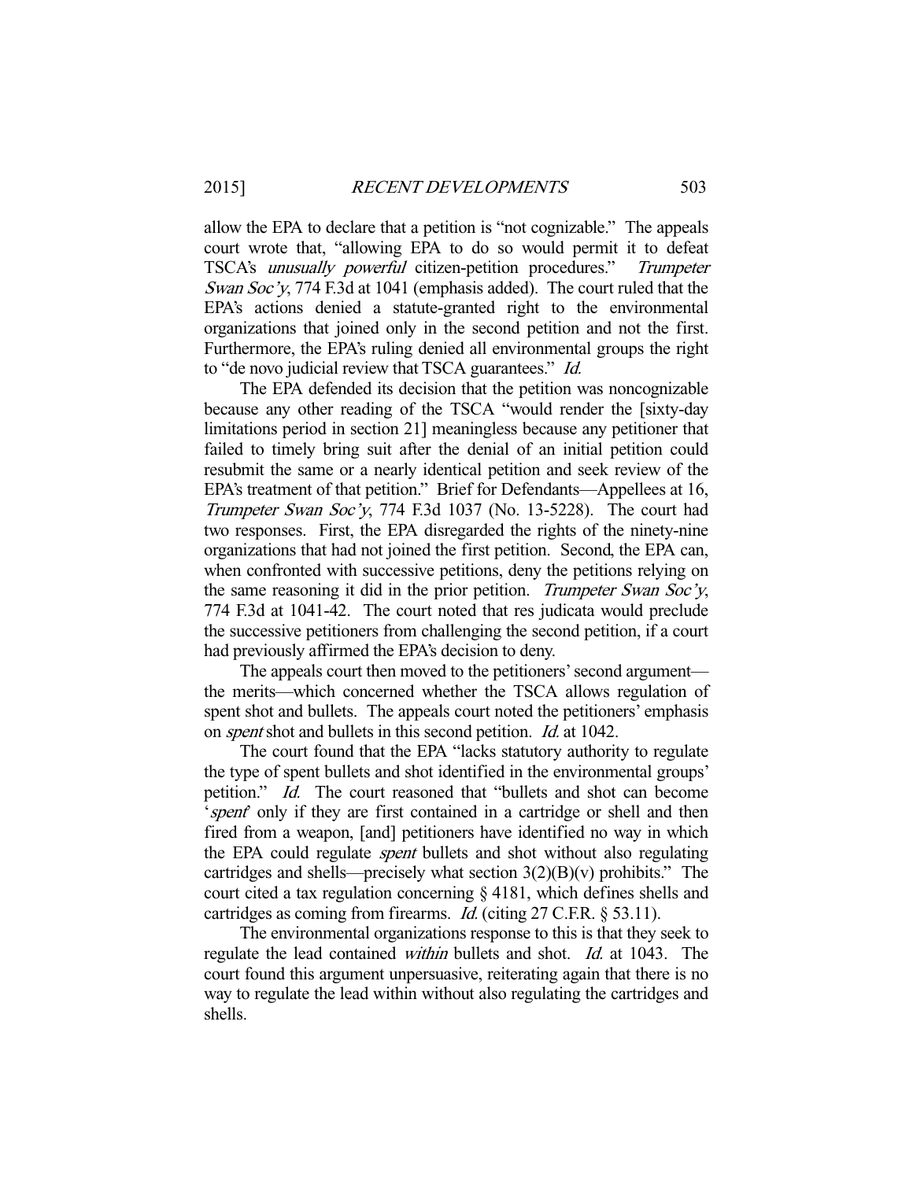allow the EPA to declare that a petition is "not cognizable." The appeals court wrote that, "allowing EPA to do so would permit it to defeat TSCA's *unusually powerful* citizen-petition procedures." *Trumpeter Swan Soc'y*, 774 F.3d at 1041 (emphasis added). The court ruled that the EPA's actions denied a statute-granted right to the environmental organizations that joined only in the second petition and not the first. Furthermore, the EPA's ruling denied all environmental groups the right to "de novo judicial review that TSCA guarantees." *Id.*

The EPA defended its decision that the petition was noncognizable because any other reading of the TSCA "would render the [sixty-day limitations period in section 21] meaningless because any petitioner that failed to timely bring suit after the denial of an initial petition could resubmit the same or a nearly identical petition and seek review of the EPA's treatment of that petition." Brief for Defendants—Appellees at 16, *Trumpeter Swan Soc'y*, 774 F.3d 1037 (No. 13-5228). The court had two responses. First, the EPA disregarded the rights of the ninety-nine organizations that had not joined the first petition. Second, the EPA can, when confronted with successive petitions, deny the petitions relying on the same reasoning it did in the prior petition. *Trumpeter Swan Soc'y*, 774 F.3d at 1041-42. The court noted that res judicata would preclude the successive petitioners from challenging the second petition, if a court had previously affirmed the EPA's decision to deny.

The appeals court then moved to the petitioners' second argument—the merits—which concerned whether the TSCA allows regulation of spent shot and bullets. The appeals court noted the petitioners' emphasis on *spent* shot and bullets in this second petition. *Id.* at 1042.

The court found that the EPA "lacks statutory authority to regulate the type of spent bullets and shot identified in the environmental groups' petition." *Id.* The court reasoned that "bullets and shot can become '*spent*' only if they are first contained in a cartridge or shell and then fired from a weapon, [and] petitioners have identified no way in which the EPA could regulate *spent* bullets and shot without also regulating cartridges and shells—precisely what section 3(2)(B)(v) prohibits." The court cited a tax regulation concerning § 4181, which defines shells and cartridges as coming from firearms. *Id.* (citing 27 C.F.R. § 53.11).

The environmental organizations response to this is that they seek to regulate the lead contained *within* bullets and shot. *Id.* at 1043. The court found this argument unpersuasive, reiterating again that there is no way to regulate the lead within without also regulating the cartridges and shells.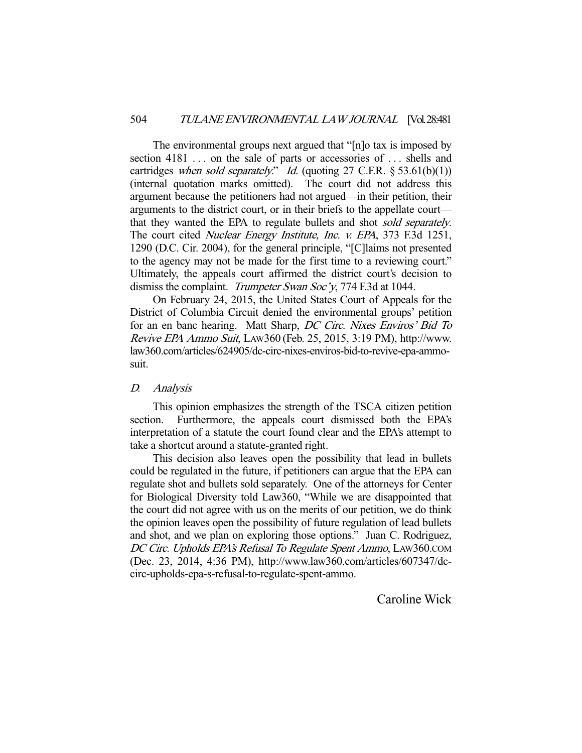The environmental groups next argued that "[n]o tax is imposed by section 4181 . . . on the sale of parts or accessories of . . . shells and cartridges *when sold separately*." *Id.* (quoting 27 C.F.R. § 53.61(b)(1)) (internal quotation marks omitted). The court did not address this argument because the petitioners had not argued—in their petition, their arguments to the district court, or in their briefs to the appellate court—that they wanted the EPA to regulate bullets and shot *sold separately*. The court cited *Nuclear Energy Institute, Inc. v. EPA*, 373 F.3d 1251, 1290 (D.C. Cir. 2004), for the general principle, "[C]laims not presented to the agency may not be made for the first time to a reviewing court." Ultimately, the appeals court affirmed the district court's decision to dismiss the complaint. *Trumpeter Swan Soc'y*, 774 F.3d at 1044.

On February 24, 2015, the United States Court of Appeals for the District of Columbia Circuit denied the environmental groups' petition for an en banc hearing. Matt Sharp, *DC Circ. Nixes Enviros' Bid To Revive EPA Ammo Suit*, LAW360 (Feb. 25, 2015, 3:19 PM), http://www.law360.com/articles/624905/dc-circ-nixes-enviros-bid-to-revive-epa-ammo-suit.

### *D. Analysis*

This opinion emphasizes the strength of the TSCA citizen petition section. Furthermore, the appeals court dismissed both the EPA's interpretation of a statute the court found clear and the EPA's attempt to take a shortcut around a statute-granted right.

This decision also leaves open the possibility that lead in bullets could be regulated in the future, if petitioners can argue that the EPA can regulate shot and bullets sold separately. One of the attorneys for Center for Biological Diversity told Law360, "While we are disappointed that the court did not agree with us on the merits of our petition, we do think the opinion leaves open the possibility of future regulation of lead bullets and shot, and we plan on exploring those options." Juan C. Rodriguez, *DC Circ. Upholds EPA's Refusal To Regulate Spent Ammo*, LAW360.COM (Dec. 23, 2014, 4:36 PM), http://www.law360.com/articles/607347/dc-circ-upholds-epa-s-refusal-to-regulate-spent-ammo.

Caroline Wick